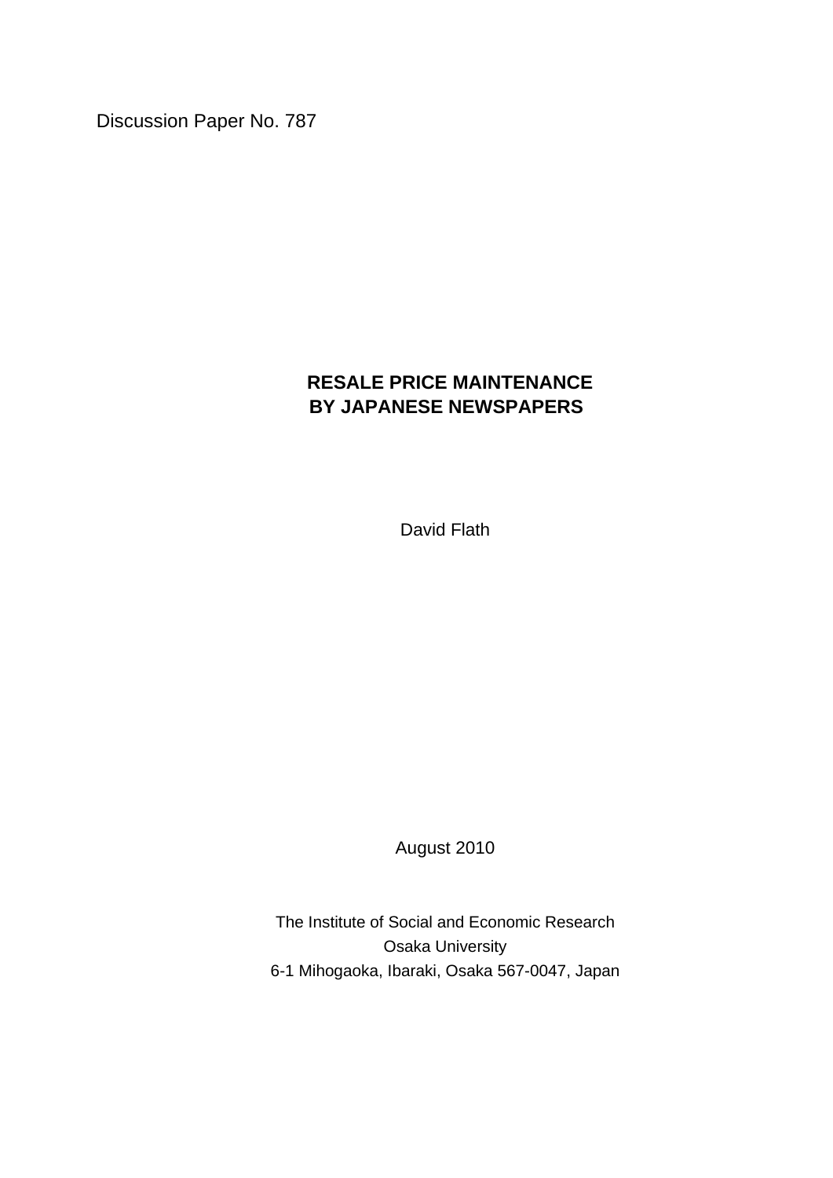Discussion Paper No. 787

# RESALE PRICE MAINTENANCE BY JAPANESE NEWSPAPERS

David Flath

August 2010

The Institute of Social and Economic Research
Osaka University
6-1 Mihogaoka, Ibaraki, Osaka 567-0047, Japan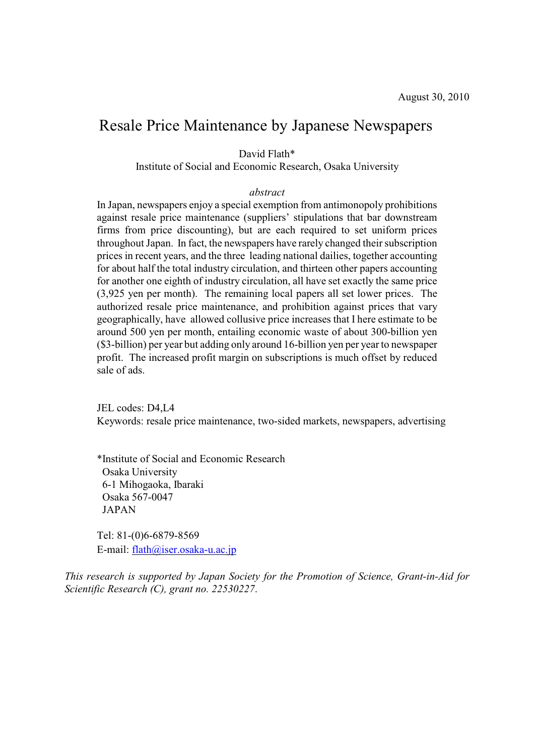August 30, 2010

# Resale Price Maintenance by Japanese Newspapers

David Flath*

Institute of Social and Economic Research, Osaka University

*abstract*

In Japan, newspapers enjoy a special exemption from antimonopoly prohibitions against resale price maintenance (suppliers' stipulations that bar downstream firms from price discounting), but are each required to set uniform prices throughout Japan. In fact, the newspapers have rarely changed their subscription prices in recent years, and the three leading national dailies, together accounting for about half the total industry circulation, and thirteen other papers accounting for another one eighth of industry circulation, all have set exactly the same price (3,925 yen per month). The remaining local papers all set lower prices. The authorized resale price maintenance, and prohibition against prices that vary geographically, have allowed collusive price increases that I here estimate to be around 500 yen per month, entailing economic waste of about 300-billion yen ($3-billion) per year but adding only around 16-billion yen per year to newspaper profit. The increased profit margin on subscriptions is much offset by reduced sale of ads.

JEL codes: D4,L4

Keywords: resale price maintenance, two-sided markets, newspapers, advertising

*Institute of Social and Economic Research
Osaka University
6-1 Mihogaoka, Ibaraki
Osaka 567-0047
JAPAN

Tel: 81-(0)6-6879-8569
E-mail: flath@iser.osaka-u.ac.jp

*This research is supported by Japan Society for the Promotion of Science, Grant-in-Aid for Scientific Research (C), grant no. 22530227.*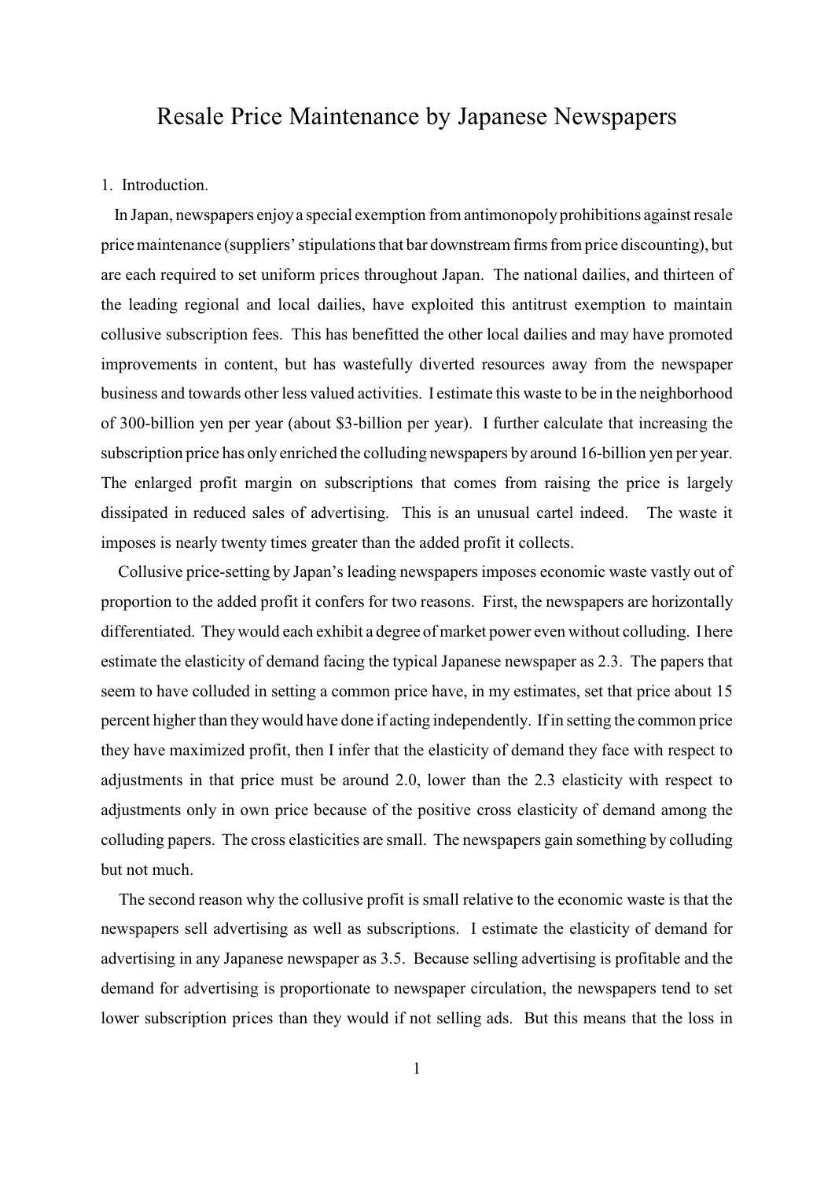# Resale Price Maintenance by Japanese Newspapers

## 1. Introduction.

In Japan, newspapers enjoy a special exemption from antimonopoly prohibitions against resale price maintenance (suppliers' stipulations that bar downstream firms from price discounting), but are each required to set uniform prices throughout Japan. The national dailies, and thirteen of the leading regional and local dailies, have exploited this antitrust exemption to maintain collusive subscription fees. This has benefitted the other local dailies and may have promoted improvements in content, but has wastefully diverted resources away from the newspaper business and towards other less valued activities. I estimate this waste to be in the neighborhood of 300-billion yen per year (about $3-billion per year). I further calculate that increasing the subscription price has only enriched the colluding newspapers by around 16-billion yen per year. The enlarged profit margin on subscriptions that comes from raising the price is largely dissipated in reduced sales of advertising. This is an unusual cartel indeed. The waste it imposes is nearly twenty times greater than the added profit it collects.

Collusive price-setting by Japan's leading newspapers imposes economic waste vastly out of proportion to the added profit it confers for two reasons. First, the newspapers are horizontally differentiated. They would each exhibit a degree of market power even without colluding. I here estimate the elasticity of demand facing the typical Japanese newspaper as 2.3. The papers that seem to have colluded in setting a common price have, in my estimates, set that price about 15 percent higher than they would have done if acting independently. If in setting the common price they have maximized profit, then I infer that the elasticity of demand they face with respect to adjustments in that price must be around 2.0, lower than the 2.3 elasticity with respect to adjustments only in own price because of the positive cross elasticity of demand among the colluding papers. The cross elasticities are small. The newspapers gain something by colluding but not much.

The second reason why the collusive profit is small relative to the economic waste is that the newspapers sell advertising as well as subscriptions. I estimate the elasticity of demand for advertising in any Japanese newspaper as 3.5. Because selling advertising is profitable and the demand for advertising is proportionate to newspaper circulation, the newspapers tend to set lower subscription prices than they would if not selling ads. But this means that the loss in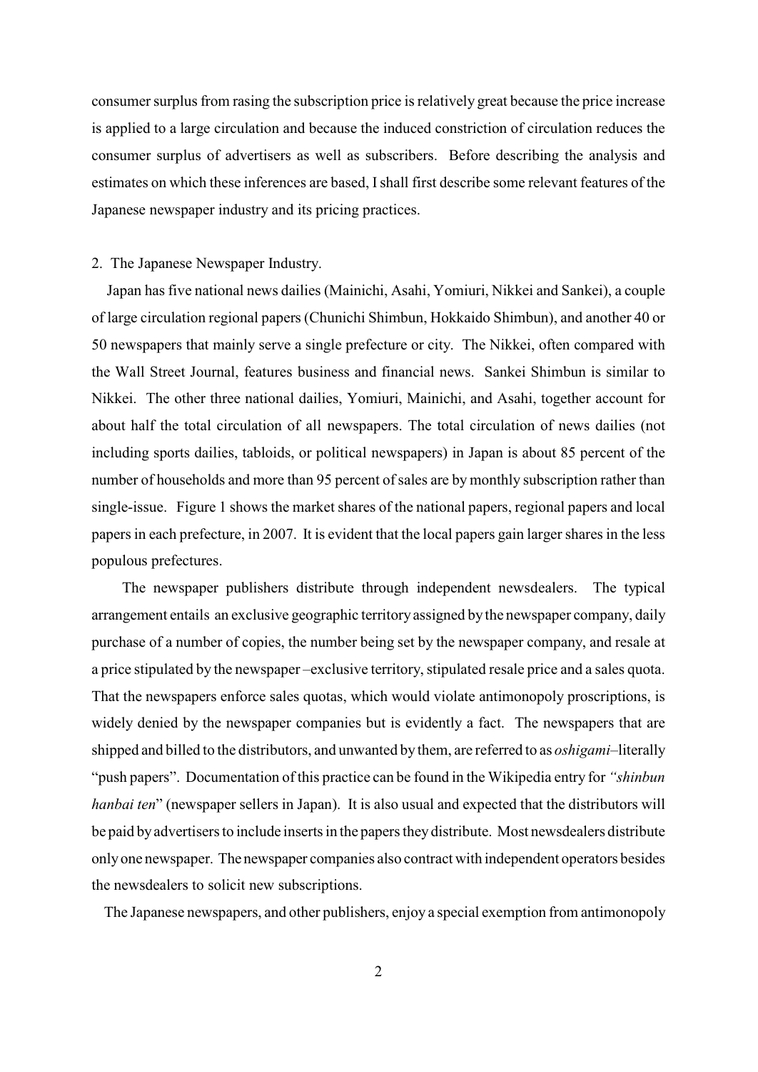consumer surplus from rasing the subscription price is relatively great because the price increase is applied to a large circulation and because the induced constriction of circulation reduces the consumer surplus of advertisers as well as subscribers. Before describing the analysis and estimates on which these inferences are based, I shall first describe some relevant features of the Japanese newspaper industry and its pricing practices.

## 2. The Japanese Newspaper Industry.

Japan has five national news dailies (Mainichi, Asahi, Yomiuri, Nikkei and Sankei), a couple of large circulation regional papers (Chunichi Shimbun, Hokkaido Shimbun), and another 40 or 50 newspapers that mainly serve a single prefecture or city. The Nikkei, often compared with the Wall Street Journal, features business and financial news. Sankei Shimbun is similar to Nikkei. The other three national dailies, Yomiuri, Mainichi, and Asahi, together account for about half the total circulation of all newspapers. The total circulation of news dailies (not including sports dailies, tabloids, or political newspapers) in Japan is about 85 percent of the number of households and more than 95 percent of sales are by monthly subscription rather than single-issue. Figure 1 shows the market shares of the national papers, regional papers and local papers in each prefecture, in 2007. It is evident that the local papers gain larger shares in the less populous prefectures.

The newspaper publishers distribute through independent newsdealers. The typical arrangement entails an exclusive geographic territory assigned by the newspaper company, daily purchase of a number of copies, the number being set by the newspaper company, and resale at a price stipulated by the newspaper –exclusive territory, stipulated resale price and a sales quota. That the newspapers enforce sales quotas, which would violate antimonopoly proscriptions, is widely denied by the newspaper companies but is evidently a fact. The newspapers that are shipped and billed to the distributors, and unwanted by them, are referred to as *oshigami*–literally "push papers". Documentation of this practice can be found in the Wikipedia entry for *"shinbun hanbai ten*" (newspaper sellers in Japan). It is also usual and expected that the distributors will be paid by advertisers to include inserts in the papers they distribute. Most newsdealers distribute only one newspaper. The newspaper companies also contract with independent operators besides the newsdealers to solicit new subscriptions.

The Japanese newspapers, and other publishers, enjoy a special exemption from antimonopoly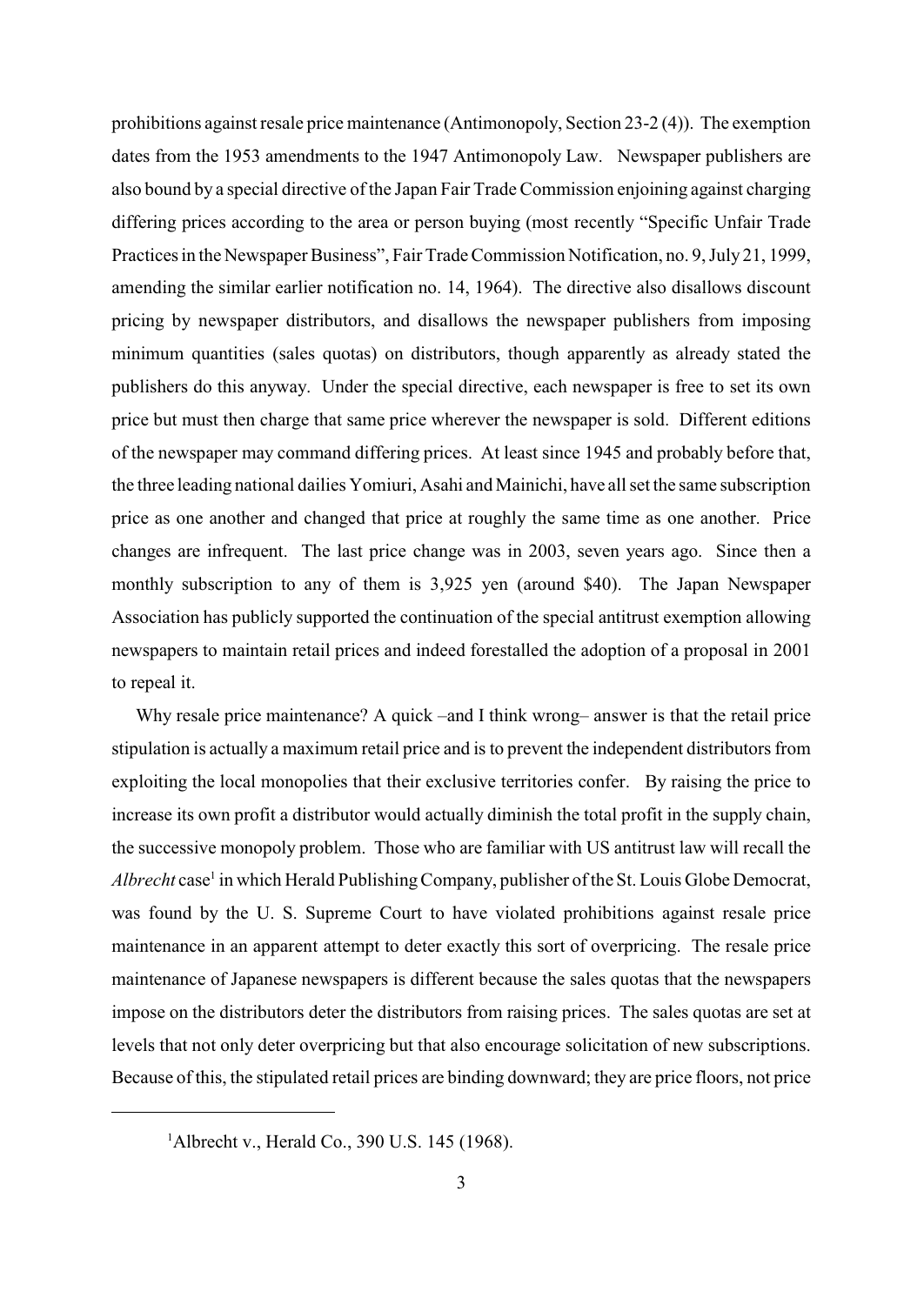prohibitions against resale price maintenance (Antimonopoly, Section 23-2 (4)). The exemption dates from the 1953 amendments to the 1947 Antimonopoly Law. Newspaper publishers are also bound by a special directive of the Japan Fair Trade Commission enjoining against charging differing prices according to the area or person buying (most recently "Specific Unfair Trade Practices in the Newspaper Business", Fair Trade Commission Notification, no. 9, July 21, 1999, amending the similar earlier notification no. 14, 1964). The directive also disallows discount pricing by newspaper distributors, and disallows the newspaper publishers from imposing minimum quantities (sales quotas) on distributors, though apparently as already stated the publishers do this anyway. Under the special directive, each newspaper is free to set its own price but must then charge that same price wherever the newspaper is sold. Different editions of the newspaper may command differing prices. At least since 1945 and probably before that, the three leading national dailies Yomiuri, Asahi and Mainichi, have all set the same subscription price as one another and changed that price at roughly the same time as one another. Price changes are infrequent. The last price change was in 2003, seven years ago. Since then a monthly subscription to any of them is 3,925 yen (around $40). The Japan Newspaper Association has publicly supported the continuation of the special antitrust exemption allowing newspapers to maintain retail prices and indeed forestalled the adoption of a proposal in 2001 to repeal it.

Why resale price maintenance? A quick –and I think wrong– answer is that the retail price stipulation is actually a maximum retail price and is to prevent the independent distributors from exploiting the local monopolies that their exclusive territories confer. By raising the price to increase its own profit a distributor would actually diminish the total profit in the supply chain, the successive monopoly problem. Those who are familiar with US antitrust law will recall the *Albrecht* case[1] in which Herald Publishing Company, publisher of the St. Louis Globe Democrat, was found by the U. S. Supreme Court to have violated prohibitions against resale price maintenance in an apparent attempt to deter exactly this sort of overpricing. The resale price maintenance of Japanese newspapers is different because the sales quotas that the newspapers impose on the distributors deter the distributors from raising prices. The sales quotas are set at levels that not only deter overpricing but that also encourage solicitation of new subscriptions. Because of this, the stipulated retail prices are binding downward; they are price floors, not price

[1] Albrecht v., Herald Co., 390 U.S. 145 (1968).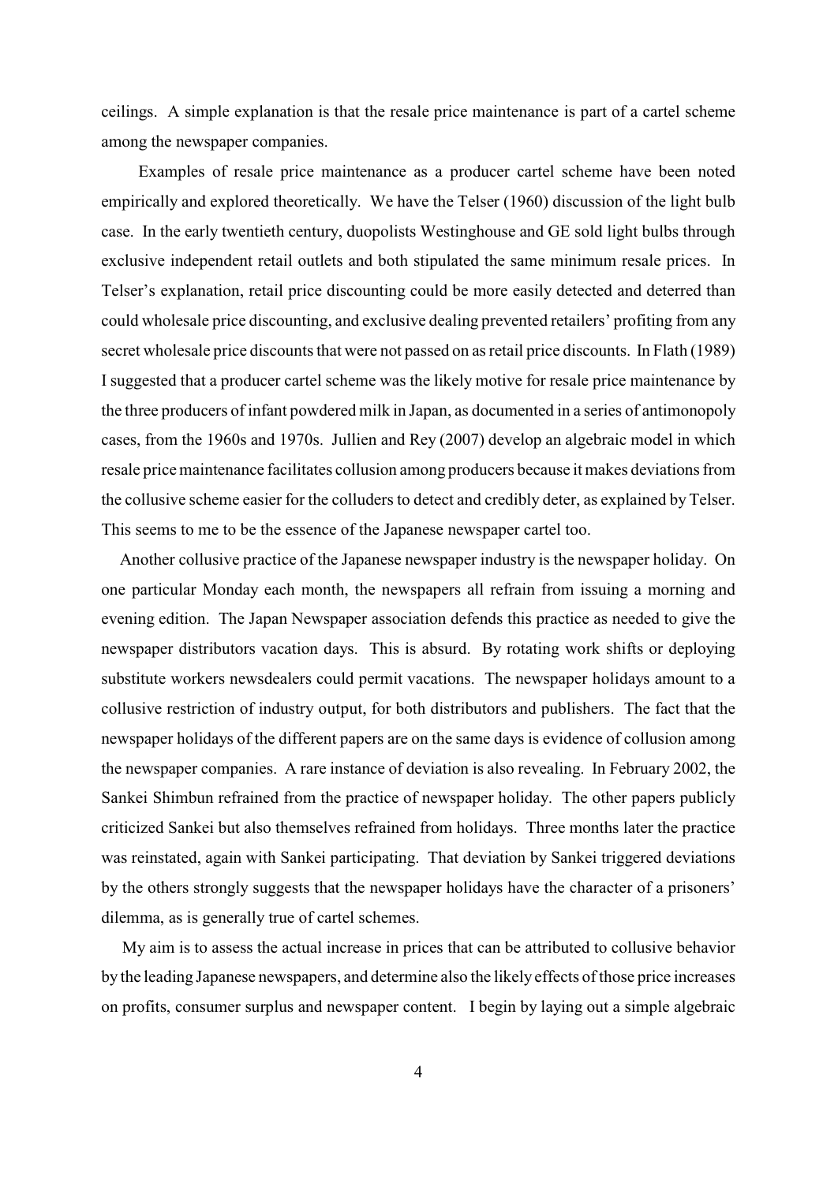ceilings. A simple explanation is that the resale price maintenance is part of a cartel scheme among the newspaper companies.

Examples of resale price maintenance as a producer cartel scheme have been noted empirically and explored theoretically. We have the Telser (1960) discussion of the light bulb case. In the early twentieth century, duopolists Westinghouse and GE sold light bulbs through exclusive independent retail outlets and both stipulated the same minimum resale prices. In Telser's explanation, retail price discounting could be more easily detected and deterred than could wholesale price discounting, and exclusive dealing prevented retailers' profiting from any secret wholesale price discounts that were not passed on as retail price discounts. In Flath (1989) I suggested that a producer cartel scheme was the likely motive for resale price maintenance by the three producers of infant powdered milk in Japan, as documented in a series of antimonopoly cases, from the 1960s and 1970s. Jullien and Rey (2007) develop an algebraic model in which resale price maintenance facilitates collusion among producers because it makes deviations from the collusive scheme easier for the colluders to detect and credibly deter, as explained by Telser. This seems to me to be the essence of the Japanese newspaper cartel too.

Another collusive practice of the Japanese newspaper industry is the newspaper holiday. On one particular Monday each month, the newspapers all refrain from issuing a morning and evening edition. The Japan Newspaper association defends this practice as needed to give the newspaper distributors vacation days. This is absurd. By rotating work shifts or deploying substitute workers newsdealers could permit vacations. The newspaper holidays amount to a collusive restriction of industry output, for both distributors and publishers. The fact that the newspaper holidays of the different papers are on the same days is evidence of collusion among the newspaper companies. A rare instance of deviation is also revealing. In February 2002, the Sankei Shimbun refrained from the practice of newspaper holiday. The other papers publicly criticized Sankei but also themselves refrained from holidays. Three months later the practice was reinstated, again with Sankei participating. That deviation by Sankei triggered deviations by the others strongly suggests that the newspaper holidays have the character of a prisoners' dilemma, as is generally true of cartel schemes.

My aim is to assess the actual increase in prices that can be attributed to collusive behavior by the leading Japanese newspapers, and determine also the likely effects of those price increases on profits, consumer surplus and newspaper content. I begin by laying out a simple algebraic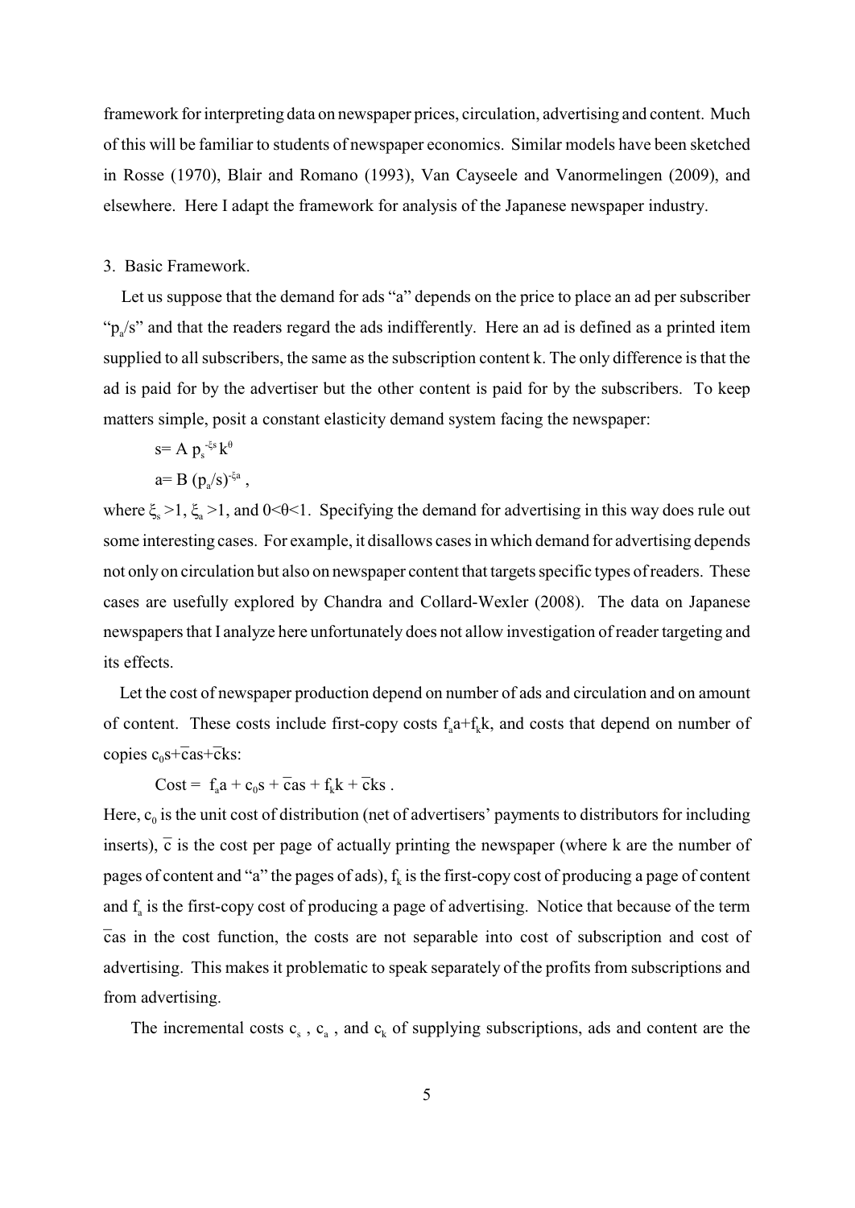framework for interpreting data on newspaper prices, circulation, advertising and content. Much of this will be familiar to students of newspaper economics. Similar models have been sketched in Rosse (1970), Blair and Romano (1993), Van Cayseele and Vanormelingen (2009), and elsewhere. Here I adapt the framework for analysis of the Japanese newspaper industry.

## 3. Basic Framework.

Let us suppose that the demand for ads "a" depends on the price to place an ad per subscriber "$p_a/s$" and that the readers regard the ads indifferently. Here an ad is defined as a printed item supplied to all subscribers, the same as the subscription content k. The only difference is that the ad is paid for by the advertiser but the other content is paid for by the subscribers. To keep matters simple, posit a constant elasticity demand system facing the newspaper:

$$s = A\, p_s^{-\xi s}\, k^{\theta}$$

$$a = B\, (p_a/s)^{-\xi a}\,,$$

where $\xi_s > 1$, $\xi_a > 1$, and $0 < \theta < 1$. Specifying the demand for advertising in this way does rule out some interesting cases. For example, it disallows cases in which demand for advertising depends not only on circulation but also on newspaper content that targets specific types of readers. These cases are usefully explored by Chandra and Collard-Wexler (2008). The data on Japanese newspapers that I analyze here unfortunately does not allow investigation of reader targeting and its effects.

Let the cost of newspaper production depend on number of ads and circulation and on amount of content. These costs include first-copy costs $f_a a + f_k k$, and costs that depend on number of copies $c_0 s + \bar{c} a s + \bar{c} k s$:

$$\text{Cost} = f_a a + c_0 s + \bar{c} a s + f_k k + \bar{c} k s\,.$$

Here, $c_0$ is the unit cost of distribution (net of advertisers' payments to distributors for including inserts), $\bar{c}$ is the cost per page of actually printing the newspaper (where k are the number of pages of content and "a" the pages of ads), $f_k$ is the first-copy cost of producing a page of content and $f_a$ is the first-copy cost of producing a page of advertising. Notice that because of the term $\bar{c} a s$ in the cost function, the costs are not separable into cost of subscription and cost of advertising. This makes it problematic to speak separately of the profits from subscriptions and from advertising.

The incremental costs $c_s$ , $c_a$ , and $c_k$ of supplying subscriptions, ads and content are the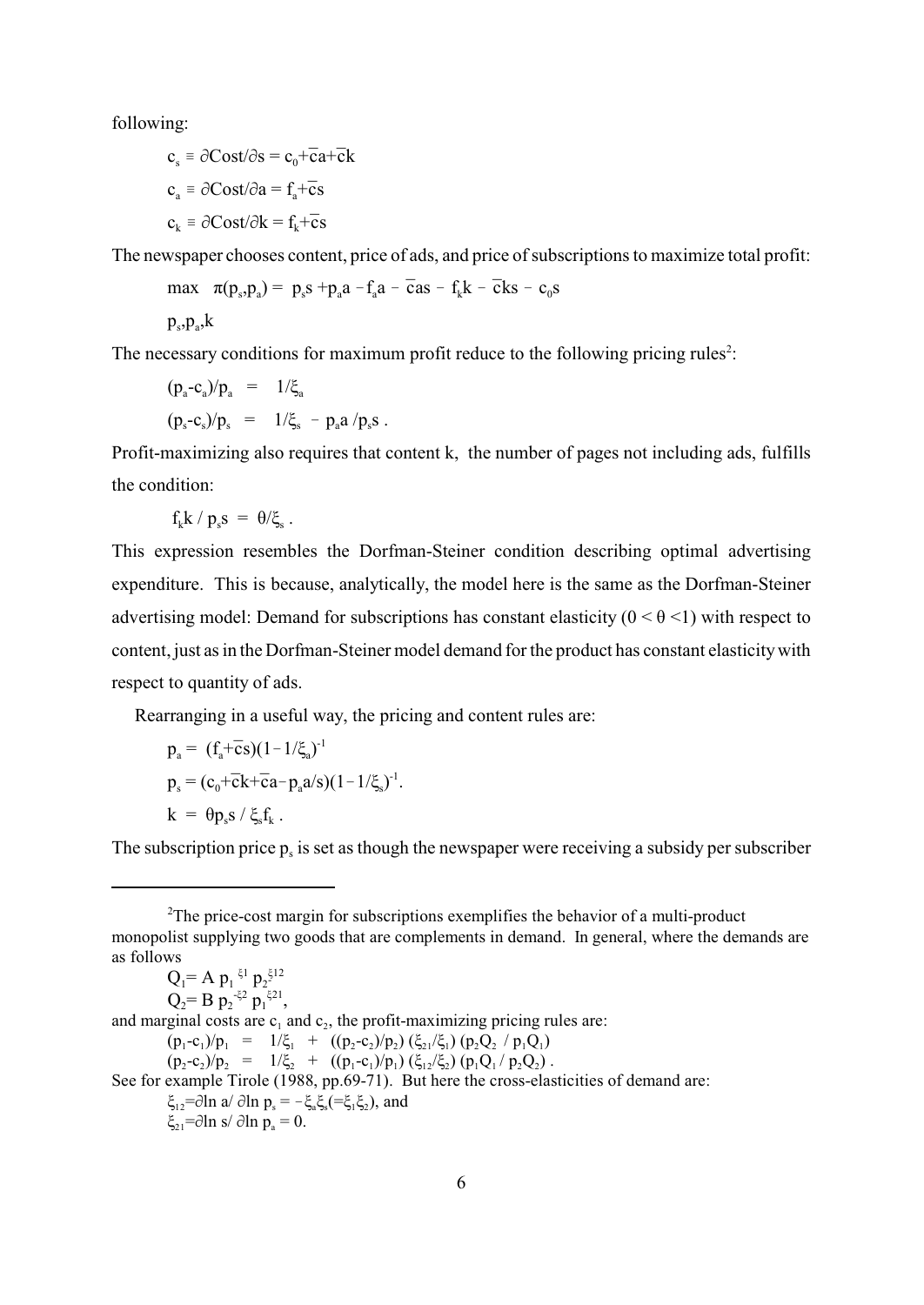following:

$$c_s \equiv \partial\text{Cost}/\partial s = c_0 + \bar{c}a + \bar{c}k$$

$$c_a \equiv \partial\text{Cost}/\partial a = f_a + \bar{c}s$$

$$c_k \equiv \partial\text{Cost}/\partial k = f_k + \bar{c}s$$

The newspaper chooses content, price of ads, and price of subscriptions to maximize total profit:

$$\max_{p_s, p_a, k} \quad \pi(p_s, p_a) = p_s s + p_a a - f_a a - \bar{c}as - f_k k - \bar{c}ks - c_0 s$$

The necessary conditions for maximum profit reduce to the following pricing rules[2]:

$$(p_a - c_a)/p_a \;=\; 1/\xi_a$$

$$(p_s - c_s)/p_s \;=\; 1/\xi_s - p_a a / p_s s\,.$$

Profit-maximizing also requires that content k, the number of pages not including ads, fulfills the condition:

$$f_k k \,/\, p_s s \;=\; \theta/\xi_s\,.$$

This expression resembles the Dorfman-Steiner condition describing optimal advertising expenditure. This is because, analytically, the model here is the same as the Dorfman-Steiner advertising model: Demand for subscriptions has constant elasticity ($0 < \theta < 1$) with respect to content, just as in the Dorfman-Steiner model demand for the product has constant elasticity with respect to quantity of ads.

Rearranging in a useful way, the pricing and content rules are:

$$p_a = (f_a + \bar{c}s)(1 - 1/\xi_a)^{-1}$$

$$p_s = (c_0 + \bar{c}k + \bar{c}a - p_a a/s)(1 - 1/\xi_s)^{-1}.$$

$$k \;=\; \theta p_s s \,/\, \xi_s f_k\,.$$

The subscription price $p_s$ is set as though the newspaper were receiving a subsidy per subscriber

---

[2] The price-cost margin for subscriptions exemplifies the behavior of a multi-product monopolist supplying two goods that are complements in demand. In general, where the demands are as follows

$$Q_1 = A\, p_1^{\,\xi 1}\, p_2^{\,\xi 12}$$

$$Q_2 = B\, p_2^{\,-\xi 2}\, p_1^{\,\xi 21},$$

and marginal costs are $c_1$ and $c_2$, the profit-maximizing pricing rules are:

$$(p_1 - c_1)/p_1 \;=\; 1/\xi_1 \;+\; ((p_2 - c_2)/p_2)\,(\xi_{21}/\xi_1)\,(p_2 Q_2 \,/\, p_1 Q_1)$$

$$(p_2 - c_2)/p_2 \;=\; 1/\xi_2 \;+\; ((p_1 - c_1)/p_1)\,(\xi_{12}/\xi_2)\,(p_1 Q_1 \,/\, p_2 Q_2)\,.$$

See for example Tirole (1988, pp.69-71). But here the cross-elasticities of demand are:

$$\xi_{12} = \partial \ln a / \partial \ln p_s = -\xi_a \xi_s (= \xi_1 \xi_2), \text{ and}$$

$$\xi_{21} = \partial \ln s / \partial \ln p_a = 0.$$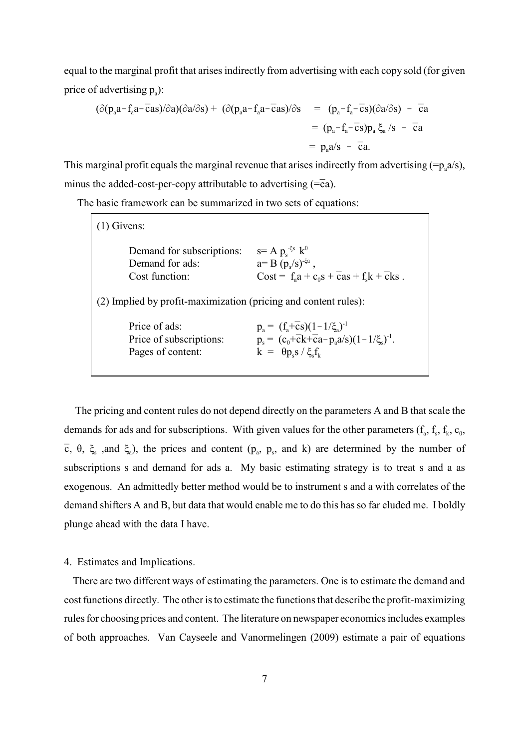equal to the marginal profit that arises indirectly from advertising with each copy sold (for given price of advertising $p_a$):

$$
\begin{aligned}
(\partial(p_a a - f_a a - \bar{c}as)/\partial a)(\partial a/\partial s) + (\partial(p_a a - f_a a - \bar{c}as)/\partial s &= (p_a - f_a - \bar{c}s)(\partial a/\partial s) - \bar{c}a \\
&= (p_a - f_a - \bar{c}s)p_a\, \xi_a /s - \bar{c}a \\
&= p_a a/s - \bar{c}a.
\end{aligned}
$$

This marginal profit equals the marginal revenue that arises indirectly from advertising ($=p_a a/s$), minus the added-cost-per-copy attributable to advertising ($=\bar{c}a$).

The basic framework can be summarized in two sets of equations:

(1) Givens:

| | |
|---|---|
| Demand for subscriptions: | $s = A\, p_s^{-\xi s}\, k^{\theta}$ |
| Demand for ads: | $a = B\, (p_a/s)^{-\xi a}$ , |
| Cost function: | $\text{Cost} = f_a a + c_0 s + \bar{c}as + f_s k + \bar{c}ks$ . |

(2) Implied by profit-maximization (pricing and content rules):

| | |
|---|---|
| Price of ads: | $p_a = (f_a + \bar{c}s)(1 - 1/\xi_a)^{-1}$ |
| Price of subscriptions: | $p_s = (c_0 + \bar{c}k + \bar{c}a - p_a a/s)(1 - 1/\xi_s)^{-1}$. |
| Pages of content: | $k = \theta p_s s / \xi_s f_k$ |

The pricing and content rules do not depend directly on the parameters A and B that scale the demands for ads and for subscriptions. With given values for the other parameters ($f_a$, $f_s$, $f_k$, $c_0$, $\bar{c}$, $\theta$, $\xi_s$ ,and $\xi_a$), the prices and content ($p_a$, $p_s$, and k) are determined by the number of subscriptions s and demand for ads a. My basic estimating strategy is to treat s and a as exogenous. An admittedly better method would be to instrument s and a with correlates of the demand shifters A and B, but data that would enable me to do this has so far eluded me. I boldly plunge ahead with the data I have.

## 4. Estimates and Implications.

There are two different ways of estimating the parameters. One is to estimate the demand and cost functions directly. The other is to estimate the functions that describe the profit-maximizing rules for choosing prices and content. The literature on newspaper economics includes examples of both approaches. Van Cayseele and Vanormelingen (2009) estimate a pair of equations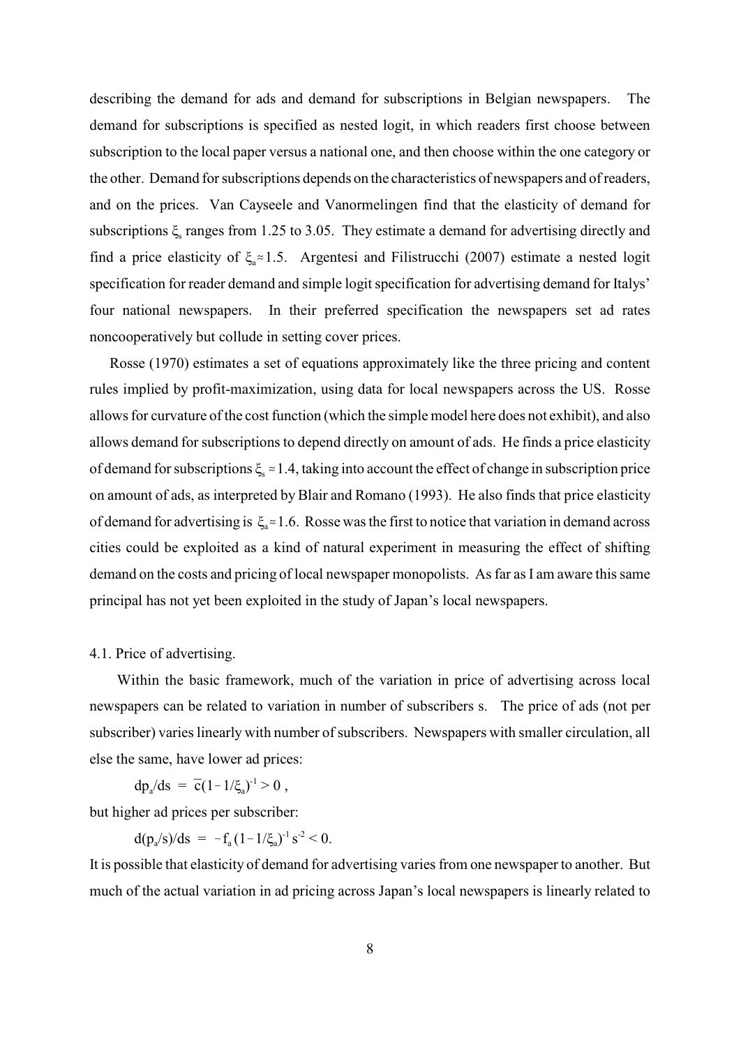describing the demand for ads and demand for subscriptions in Belgian newspapers. The demand for subscriptions is specified as nested logit, in which readers first choose between subscription to the local paper versus a national one, and then choose within the one category or the other. Demand for subscriptions depends on the characteristics of newspapers and of readers, and on the prices. Van Cayseele and Vanormelingen find that the elasticity of demand for subscriptions $\xi_s$ ranges from 1.25 to 3.05. They estimate a demand for advertising directly and find a price elasticity of $\xi_a \approx 1.5$. Argentesi and Filistrucchi (2007) estimate a nested logit specification for reader demand and simple logit specification for advertising demand for Italys' four national newspapers. In their preferred specification the newspapers set ad rates noncooperatively but collude in setting cover prices.

Rosse (1970) estimates a set of equations approximately like the three pricing and content rules implied by profit-maximization, using data for local newspapers across the US. Rosse allows for curvature of the cost function (which the simple model here does not exhibit), and also allows demand for subscriptions to depend directly on amount of ads. He finds a price elasticity of demand for subscriptions $\xi_s \approx 1.4$, taking into account the effect of change in subscription price on amount of ads, as interpreted by Blair and Romano (1993). He also finds that price elasticity of demand for advertising is $\xi_a \approx 1.6$. Rosse was the first to notice that variation in demand across cities could be exploited as a kind of natural experiment in measuring the effect of shifting demand on the costs and pricing of local newspaper monopolists. As far as I am aware this same principal has not yet been exploited in the study of Japan's local newspapers.

4.1. Price of advertising.

Within the basic framework, much of the variation in price of advertising across local newspapers can be related to variation in number of subscribers s. The price of ads (not per subscriber) varies linearly with number of subscribers. Newspapers with smaller circulation, all else the same, have lower ad prices:

$$dp_a/ds = \bar{c}(1 - 1/\xi_a)^{-1} > 0 ,$$

but higher ad prices per subscriber:

$$d(p_a/s)/ds = -f_a(1 - 1/\xi_a)^{-1} s^{-2} < 0.$$

It is possible that elasticity of demand for advertising varies from one newspaper to another. But much of the actual variation in ad pricing across Japan's local newspapers is linearly related to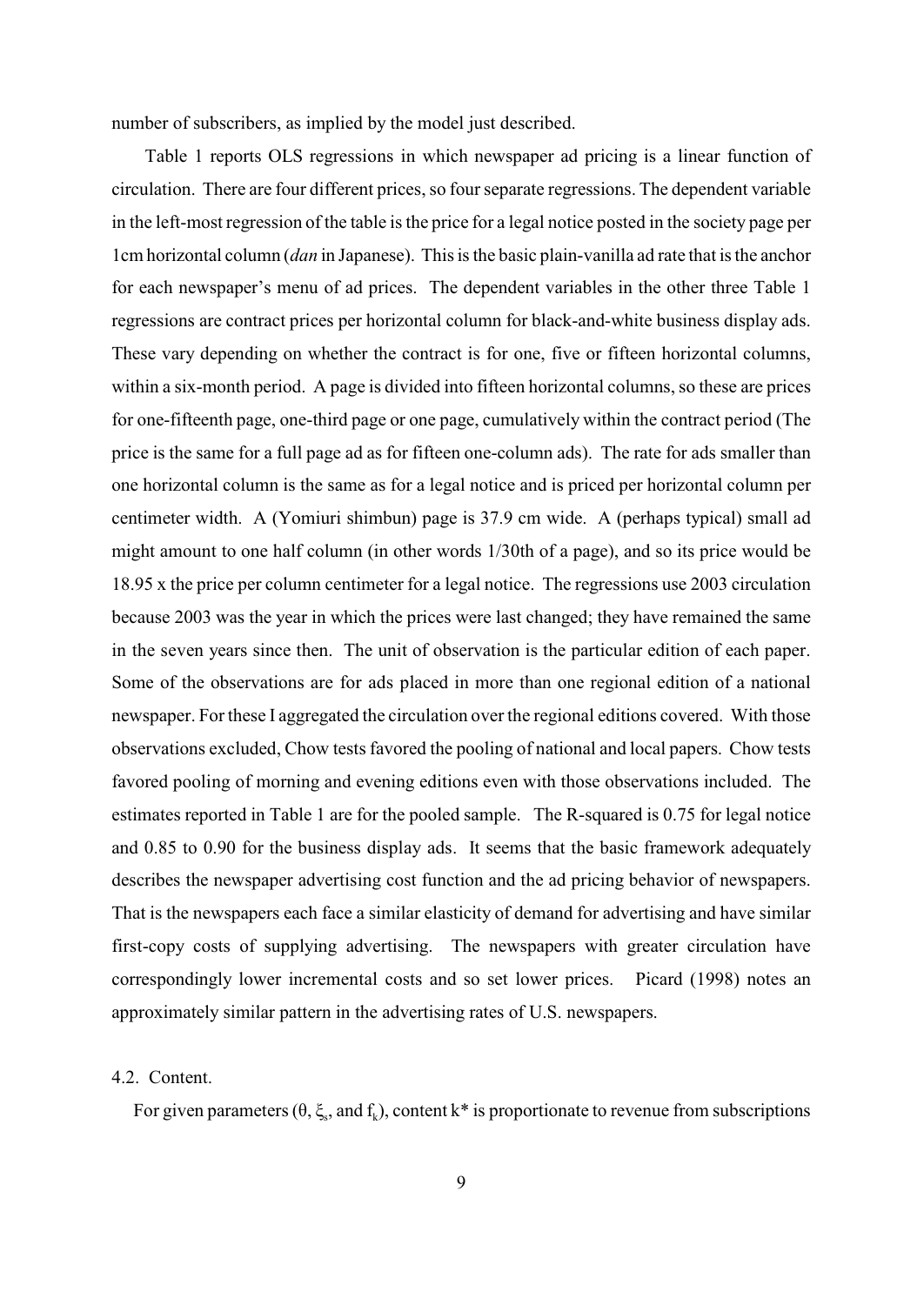number of subscribers, as implied by the model just described.

Table 1 reports OLS regressions in which newspaper ad pricing is a linear function of circulation. There are four different prices, so four separate regressions. The dependent variable in the left-most regression of the table is the price for a legal notice posted in the society page per 1cm horizontal column (*dan* in Japanese). This is the basic plain-vanilla ad rate that is the anchor for each newspaper's menu of ad prices. The dependent variables in the other three Table 1 regressions are contract prices per horizontal column for black-and-white business display ads. These vary depending on whether the contract is for one, five or fifteen horizontal columns, within a six-month period. A page is divided into fifteen horizontal columns, so these are prices for one-fifteenth page, one-third page or one page, cumulatively within the contract period (The price is the same for a full page ad as for fifteen one-column ads). The rate for ads smaller than one horizontal column is the same as for a legal notice and is priced per horizontal column per centimeter width. A (Yomiuri shimbun) page is 37.9 cm wide. A (perhaps typical) small ad might amount to one half column (in other words 1/30th of a page), and so its price would be 18.95 x the price per column centimeter for a legal notice. The regressions use 2003 circulation because 2003 was the year in which the prices were last changed; they have remained the same in the seven years since then. The unit of observation is the particular edition of each paper. Some of the observations are for ads placed in more than one regional edition of a national newspaper. For these I aggregated the circulation over the regional editions covered. With those observations excluded, Chow tests favored the pooling of national and local papers. Chow tests favored pooling of morning and evening editions even with those observations included. The estimates reported in Table 1 are for the pooled sample. The R-squared is 0.75 for legal notice and 0.85 to 0.90 for the business display ads. It seems that the basic framework adequately describes the newspaper advertising cost function and the ad pricing behavior of newspapers. That is the newspapers each face a similar elasticity of demand for advertising and have similar first-copy costs of supplying advertising. The newspapers with greater circulation have correspondingly lower incremental costs and so set lower prices. Picard (1998) notes an approximately similar pattern in the advertising rates of U.S. newspapers.

## 4.2. Content.

For given parameters ($\theta$, $\xi_s$, and $f_k$), content $k^*$ is proportionate to revenue from subscriptions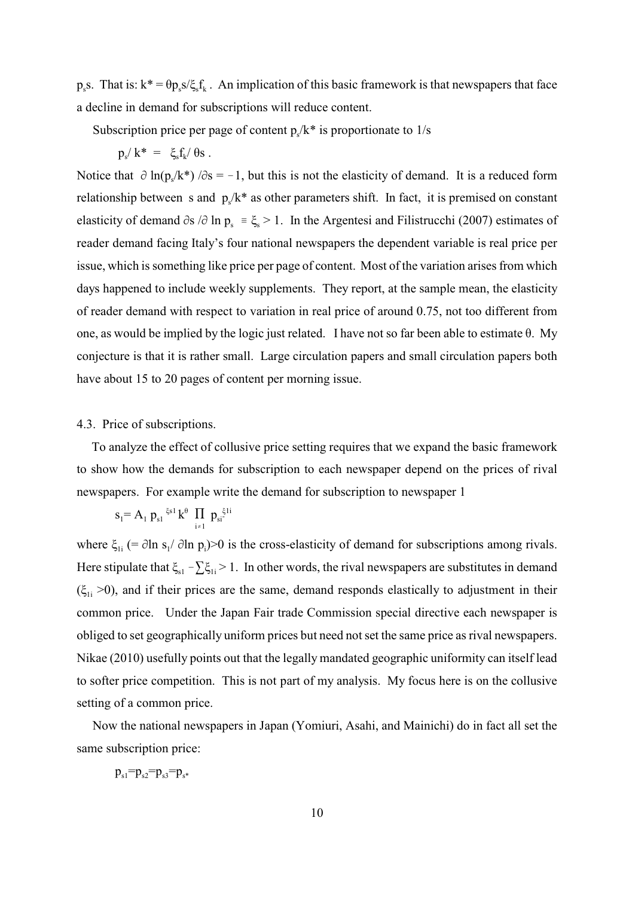$p_s s$. That is: $k^* = \theta p_s s/\xi_s f_k$ . An implication of this basic framework is that newspapers that face a decline in demand for subscriptions will reduce content.

Subscription price per page of content $p_s/k^*$ is proportionate to $1/s$

$$p_s/ k^* = \xi_s f_k/ \theta s .$$

Notice that $\partial \ln(p_s/k^*) /\partial s = -1$, but this is not the elasticity of demand. It is a reduced form relationship between s and $p_s/k^*$ as other parameters shift. In fact, it is premised on constant elasticity of demand $\partial s /\partial \ln p_s \equiv \xi_s > 1$. In the Argentesi and Filistrucchi (2007) estimates of reader demand facing Italy's four national newspapers the dependent variable is real price per issue, which is something like price per page of content. Most of the variation arises from which days happened to include weekly supplements. They report, at the sample mean, the elasticity of reader demand with respect to variation in real price of around 0.75, not too different from one, as would be implied by the logic just related. I have not so far been able to estimate $\theta$. My conjecture is that it is rather small. Large circulation papers and small circulation papers both have about 15 to 20 pages of content per morning issue.

### 4.3. Price of subscriptions.

To analyze the effect of collusive price setting requires that we expand the basic framework to show how the demands for subscription to each newspaper depend on the prices of rival newspapers. For example write the demand for subscription to newspaper 1

$$s_1 = A_1 \, p_{s1}^{\ \xi s1} \, k^{\theta} \prod_{i \neq 1} p_{si}^{\ \xi 1i}$$

where $\xi_{1i}$ (= $\partial \ln s_1 / \partial \ln p_i$)>0 is the cross-elasticity of demand for subscriptions among rivals. Here stipulate that $\xi_{s1} - \sum \xi_{1i} > 1$. In other words, the rival newspapers are substitutes in demand ($\xi_{1i} > 0$), and if their prices are the same, demand responds elastically to adjustment in their common price. Under the Japan Fair trade Commission special directive each newspaper is obliged to set geographically uniform prices but need not set the same price as rival newspapers. Nikae (2010) usefully points out that the legally mandated geographic uniformity can itself lead to softer price competition. This is not part of my analysis. My focus here is on the collusive setting of a common price.

Now the national newspapers in Japan (Yomiuri, Asahi, and Mainichi) do in fact all set the same subscription price:

$$p_{s1} = p_{s2} = p_{s3} = p_{s*}$$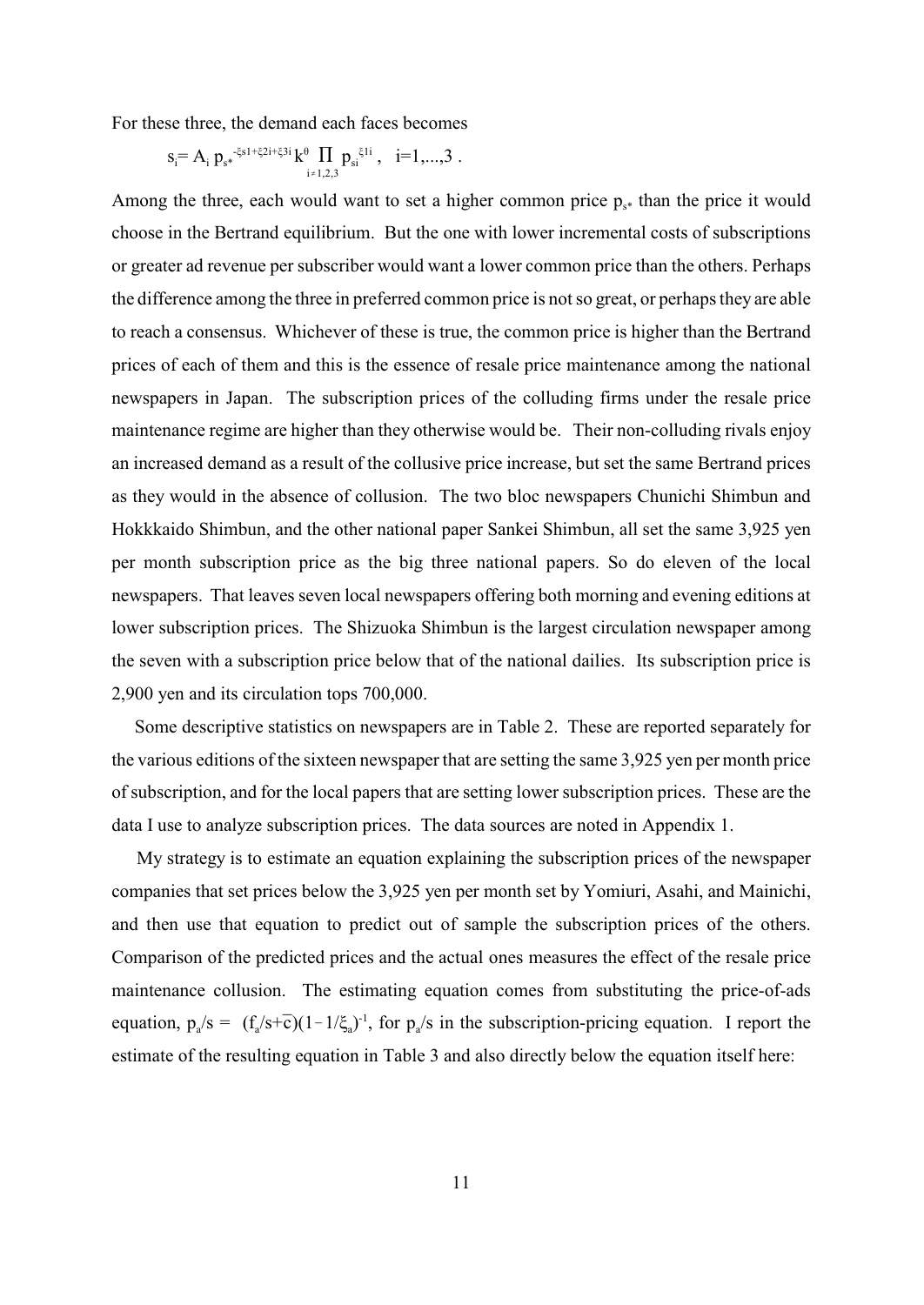For these three, the demand each faces becomes

$$s_i = A_i\, p_{s*}^{-\xi s1+\xi 2i+\xi 3i}\, k^{\theta} \prod_{i \neq 1,2,3} p_{si}^{\xi 1i}\,, \quad i=1,...,3\ .$$

Among the three, each would want to set a higher common price $p_{s*}$ than the price it would choose in the Bertrand equilibrium. But the one with lower incremental costs of subscriptions or greater ad revenue per subscriber would want a lower common price than the others. Perhaps the difference among the three in preferred common price is not so great, or perhaps they are able to reach a consensus. Whichever of these is true, the common price is higher than the Bertrand prices of each of them and this is the essence of resale price maintenance among the national newspapers in Japan. The subscription prices of the colluding firms under the resale price maintenance regime are higher than they otherwise would be. Their non-colluding rivals enjoy an increased demand as a result of the collusive price increase, but set the same Bertrand prices as they would in the absence of collusion. The two bloc newspapers Chunichi Shimbun and Hokkkaido Shimbun, and the other national paper Sankei Shimbun, all set the same 3,925 yen per month subscription price as the big three national papers. So do eleven of the local newspapers. That leaves seven local newspapers offering both morning and evening editions at lower subscription prices. The Shizuoka Shimbun is the largest circulation newspaper among the seven with a subscription price below that of the national dailies. Its subscription price is 2,900 yen and its circulation tops 700,000.

Some descriptive statistics on newspapers are in Table 2. These are reported separately for the various editions of the sixteen newspaper that are setting the same 3,925 yen per month price of subscription, and for the local papers that are setting lower subscription prices. These are the data I use to analyze subscription prices. The data sources are noted in Appendix 1.

My strategy is to estimate an equation explaining the subscription prices of the newspaper companies that set prices below the 3,925 yen per month set by Yomiuri, Asahi, and Mainichi, and then use that equation to predict out of sample the subscription prices of the others. Comparison of the predicted prices and the actual ones measures the effect of the resale price maintenance collusion. The estimating equation comes from substituting the price-of-ads equation, $p_a/s = (f_a/s+\overline{c})(1-1/\xi_a)^{-1}$, for $p_a/s$ in the subscription-pricing equation. I report the estimate of the resulting equation in Table 3 and also directly below the equation itself here: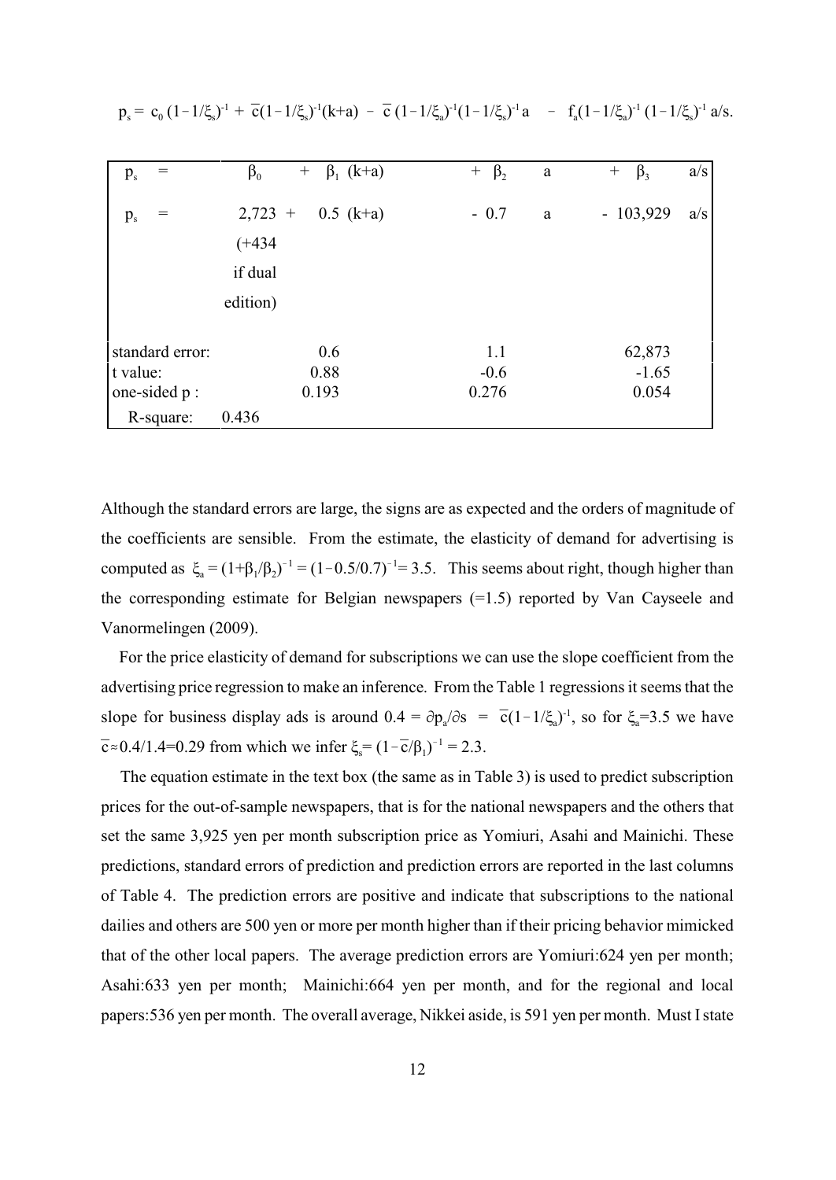$$p_s = c_0\,(1-1/\xi_s)^{-1} + \bar{c}(1-1/\xi_s)^{-1}(k+a) - \bar{c}\,(1-1/\xi_a)^{-1}(1-1/\xi_s)^{-1}\,a \quad - \; f_a(1-1/\xi_a)^{-1}\,(1-1/\xi_s)^{-1}\,a/s.$$

| | | | | | | | | |
|---|---|---|---|---|---|---|---|---|
| $p_s$ = | $\beta_0$ | + $\beta_1$ | (k+a) | + $\beta_2$ | a | + $\beta_3$ | a/s |
| $p_s$ = | 2,723 + (+434 if dual edition) | 0.5 | (k+a) | - 0.7 | a | - 103,929 | a/s |
| standard error: | | 0.6 | | 1.1 | | 62,873 | |
| t value: | | 0.88 | | -0.6 | | -1.65 | |
| one-sided p : | | 0.193 | | 0.276 | | 0.054 | |
| R-square: | 0.436 | | | | | | |

Although the standard errors are large, the signs are as expected and the orders of magnitude of the coefficients are sensible. From the estimate, the elasticity of demand for advertising is computed as $\xi_a = (1+\beta_1/\beta_2)^{-1} = (1-0.5/0.7)^{-1} = 3.5$. This seems about right, though higher than the corresponding estimate for Belgian newspapers (=1.5) reported by Van Cayseele and Vanormelingen (2009).

For the price elasticity of demand for subscriptions we can use the slope coefficient from the advertising price regression to make an inference. From the Table 1 regressions it seems that the slope for business display ads is around $0.4 = \partial p_a/\partial s = \bar{c}(1-1/\xi_a)^{-1}$, so for $\xi_a$=3.5 we have $\bar{c} \approx 0.4/1.4 = 0.29$ from which we infer $\xi_s = (1-\bar{c}/\beta_1)^{-1} = 2.3$.

The equation estimate in the text box (the same as in Table 3) is used to predict subscription prices for the out-of-sample newspapers, that is for the national newspapers and the others that set the same 3,925 yen per month subscription price as Yomiuri, Asahi and Mainichi. These predictions, standard errors of prediction and prediction errors are reported in the last columns of Table 4. The prediction errors are positive and indicate that subscriptions to the national dailies and others are 500 yen or more per month higher than if their pricing behavior mimicked that of the other local papers. The average prediction errors are Yomiuri:624 yen per month; Asahi:633 yen per month; Mainichi:664 yen per month, and for the regional and local papers:536 yen per month. The overall average, Nikkei aside, is 591 yen per month. Must I state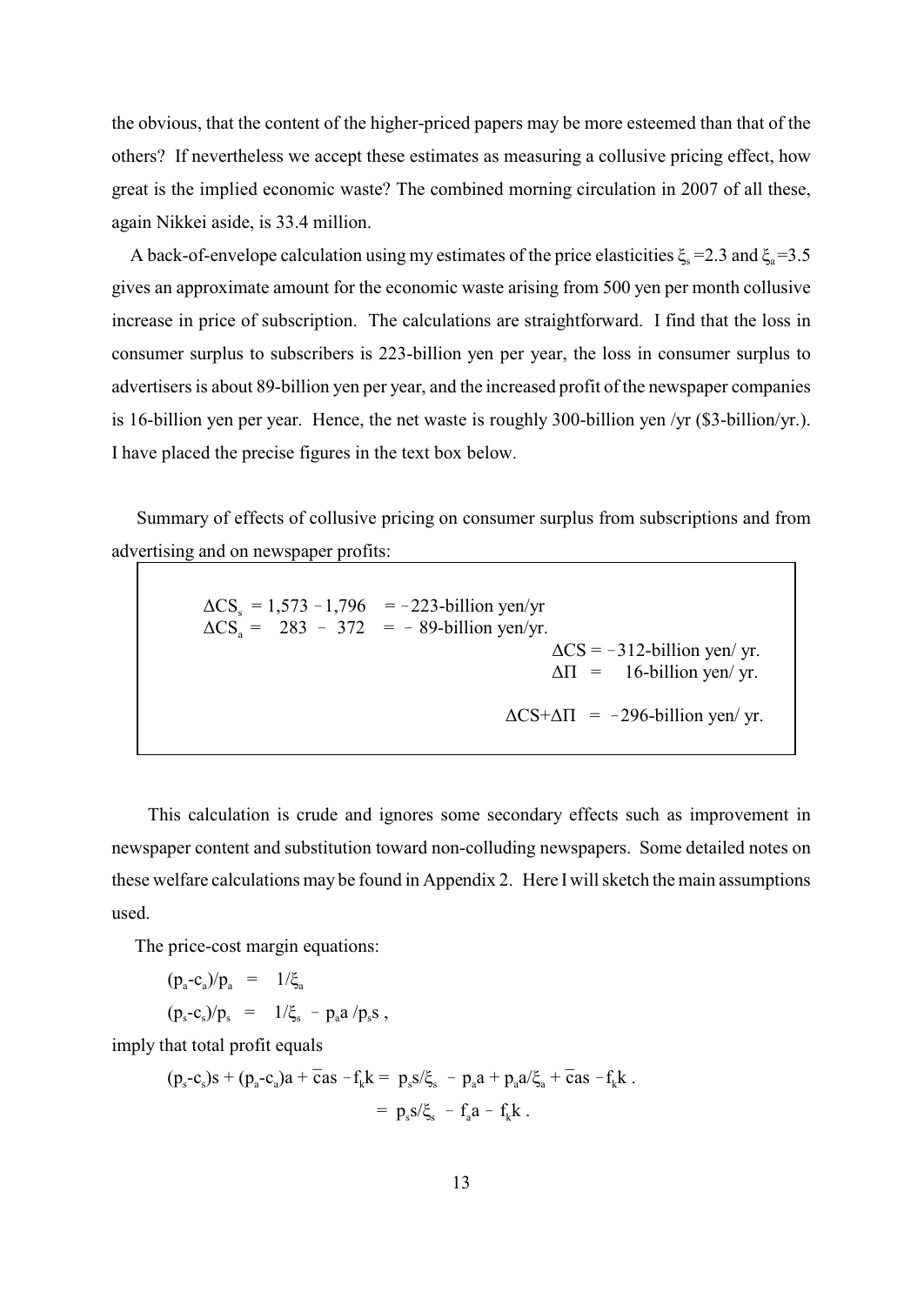the obvious, that the content of the higher-priced papers may be more esteemed than that of the others? If nevertheless we accept these estimates as measuring a collusive pricing effect, how great is the implied economic waste? The combined morning circulation in 2007 of all these, again Nikkei aside, is 33.4 million.

A back-of-envelope calculation using my estimates of the price elasticities $\xi_s = 2.3$ and $\xi_a = 3.5$ gives an approximate amount for the economic waste arising from 500 yen per month collusive increase in price of subscription. The calculations are straightforward. I find that the loss in consumer surplus to subscribers is 223-billion yen per year, the loss in consumer surplus to advertisers is about 89-billion yen per year, and the increased profit of the newspaper companies is 16-billion yen per year. Hence, the net waste is roughly 300-billion yen /yr ($3-billion/yr.). I have placed the precise figures in the text box below.

Summary of effects of collusive pricing on consumer surplus from subscriptions and from advertising and on newspaper profits:

$$\Delta CS_s = 1{,}573 - 1{,}796 = -223\text{-billion yen/yr}$$
$$\Delta CS_a = 283 - 372 = -89\text{-billion yen/yr.}$$
$$\Delta CS = -312\text{-billion yen/ yr.}$$
$$\Delta \Pi = 16\text{-billion yen/ yr.}$$
$$\Delta CS + \Delta \Pi = -296\text{-billion yen/ yr.}$$

This calculation is crude and ignores some secondary effects such as improvement in newspaper content and substitution toward non-colluding newspapers. Some detailed notes on these welfare calculations may be found in Appendix 2. Here I will sketch the main assumptions used.

The price-cost margin equations:

$$(p_a - c_a)/p_a = 1/\xi_a$$
$$(p_s - c_s)/p_s = 1/\xi_s - p_a a / p_s s,$$

imply that total profit equals

$$(p_s - c_s)s + (p_a - c_a)a + \bar{c}as - f_k k = p_s s/\xi_s - p_a a + p_a a/\xi_a + \bar{c}as - f_k k.$$
$$= p_s s/\xi_s - f_a a - f_k k.$$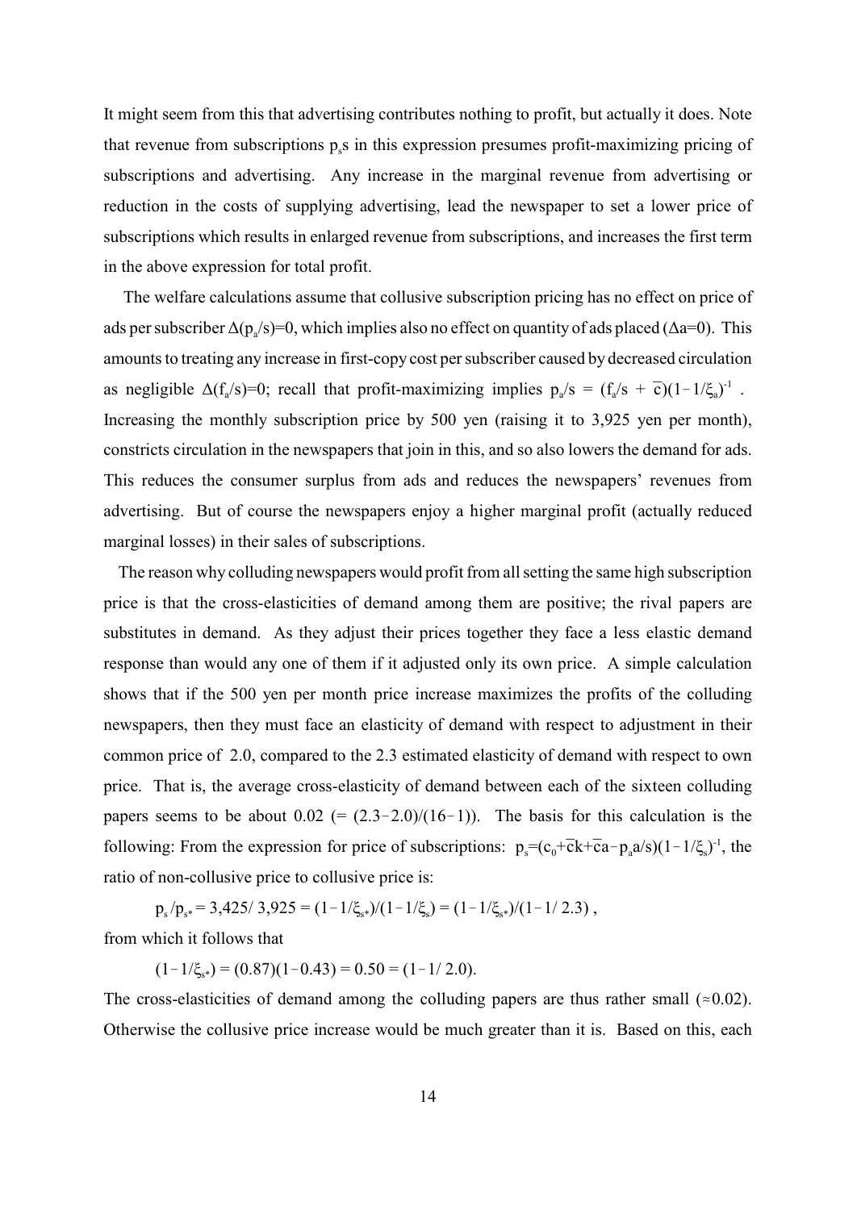It might seem from this that advertising contributes nothing to profit, but actually it does. Note that revenue from subscriptions $p_s s$ in this expression presumes profit-maximizing pricing of subscriptions and advertising. Any increase in the marginal revenue from advertising or reduction in the costs of supplying advertising, lead the newspaper to set a lower price of subscriptions which results in enlarged revenue from subscriptions, and increases the first term in the above expression for total profit.

The welfare calculations assume that collusive subscription pricing has no effect on price of ads per subscriber $\Delta(p_a/s)=0$, which implies also no effect on quantity of ads placed ($\Delta a=0$). This amounts to treating any increase in first-copy cost per subscriber caused by decreased circulation as negligible $\Delta(f_a/s)=0$; recall that profit-maximizing implies $p_a/s = (f_a/s + \bar{c})(1-1/\xi_a)^{-1}$ . Increasing the monthly subscription price by 500 yen (raising it to 3,925 yen per month), constricts circulation in the newspapers that join in this, and so also lowers the demand for ads. This reduces the consumer surplus from ads and reduces the newspapers' revenues from advertising. But of course the newspapers enjoy a higher marginal profit (actually reduced marginal losses) in their sales of subscriptions.

The reason why colluding newspapers would profit from all setting the same high subscription price is that the cross-elasticities of demand among them are positive; the rival papers are substitutes in demand. As they adjust their prices together they face a less elastic demand response than would any one of them if it adjusted only its own price. A simple calculation shows that if the 500 yen per month price increase maximizes the profits of the colluding newspapers, then they must face an elasticity of demand with respect to adjustment in their common price of 2.0, compared to the 2.3 estimated elasticity of demand with respect to own price. That is, the average cross-elasticity of demand between each of the sixteen colluding papers seems to be about 0.02 ($= (2.3-2.0)/(16-1)$). The basis for this calculation is the following: From the expression for price of subscriptions: $p_s=(c_0+\bar{c}k+\bar{c}a-p_a a/s)(1-1/\xi_s)^{-1}$, the ratio of non-collusive price to collusive price is:

$$p_s/p_{s*} = 3{,}425/\,3{,}925 = (1-1/\xi_{s*})/(1-1/\xi_s) = (1-1/\xi_{s*})/(1-1/\,2.3)\,,$$

from which it follows that

$$(1-1/\xi_{s*}) = (0.87)(1-0.43) = 0.50 = (1-1/\,2.0).$$

The cross-elasticities of demand among the colluding papers are thus rather small ($\approx 0.02$). Otherwise the collusive price increase would be much greater than it is. Based on this, each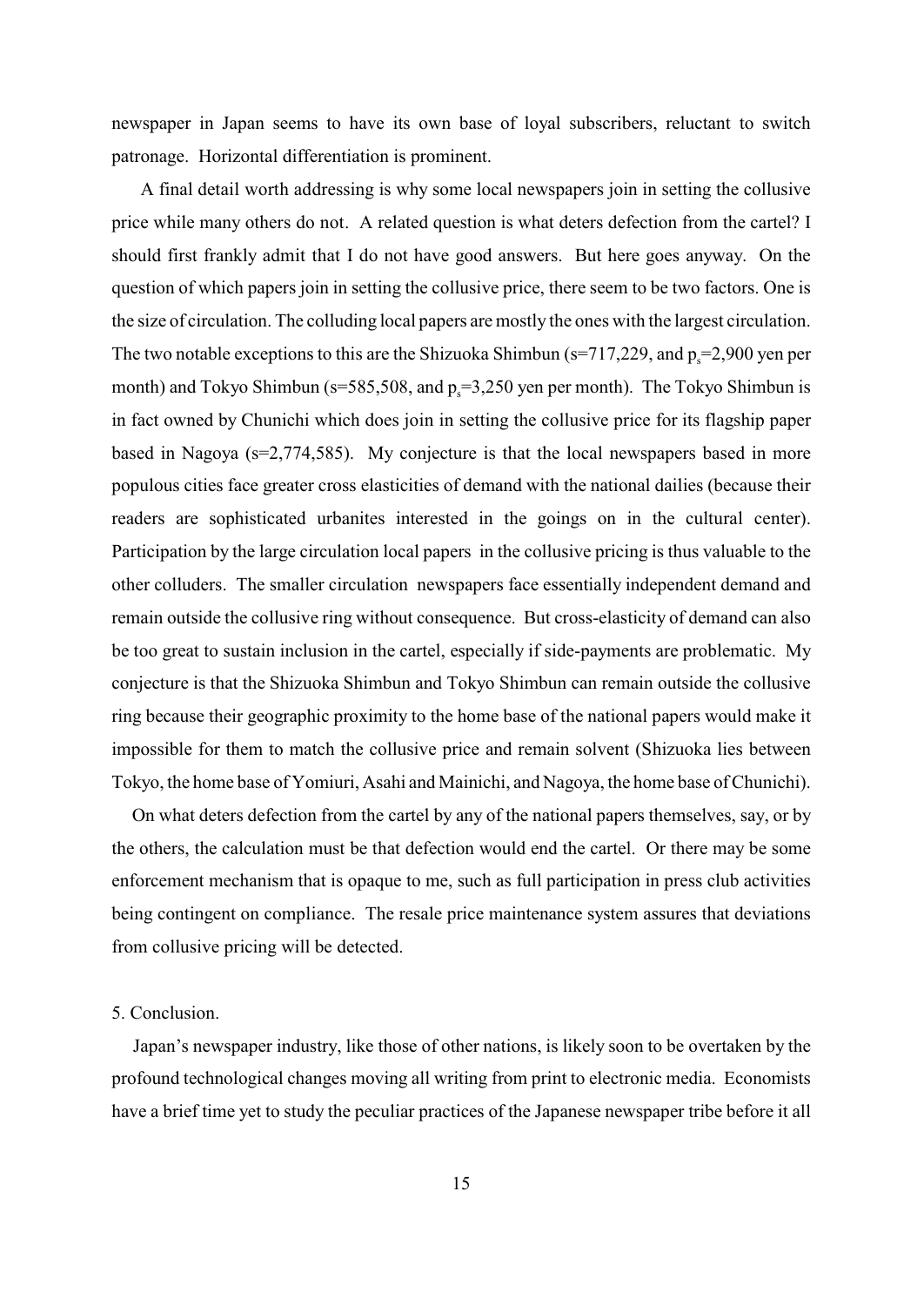newspaper in Japan seems to have its own base of loyal subscribers, reluctant to switch patronage. Horizontal differentiation is prominent.

A final detail worth addressing is why some local newspapers join in setting the collusive price while many others do not. A related question is what deters defection from the cartel? I should first frankly admit that I do not have good answers. But here goes anyway. On the question of which papers join in setting the collusive price, there seem to be two factors. One is the size of circulation. The colluding local papers are mostly the ones with the largest circulation. The two notable exceptions to this are the Shizuoka Shimbun ($s$=717,229, and $p_s$=2,900 yen per month) and Tokyo Shimbun ($s$=585,508, and $p_s$=3,250 yen per month). The Tokyo Shimbun is in fact owned by Chunichi which does join in setting the collusive price for its flagship paper based in Nagoya ($s$=2,774,585). My conjecture is that the local newspapers based in more populous cities face greater cross elasticities of demand with the national dailies (because their readers are sophisticated urbanites interested in the goings on in the cultural center). Participation by the large circulation local papers in the collusive pricing is thus valuable to the other colluders. The smaller circulation newspapers face essentially independent demand and remain outside the collusive ring without consequence. But cross-elasticity of demand can also be too great to sustain inclusion in the cartel, especially if side-payments are problematic. My conjecture is that the Shizuoka Shimbun and Tokyo Shimbun can remain outside the collusive ring because their geographic proximity to the home base of the national papers would make it impossible for them to match the collusive price and remain solvent (Shizuoka lies between Tokyo, the home base of Yomiuri, Asahi and Mainichi, and Nagoya, the home base of Chunichi).

On what deters defection from the cartel by any of the national papers themselves, say, or by the others, the calculation must be that defection would end the cartel. Or there may be some enforcement mechanism that is opaque to me, such as full participation in press club activities being contingent on compliance. The resale price maintenance system assures that deviations from collusive pricing will be detected.

## 5. Conclusion.

Japan's newspaper industry, like those of other nations, is likely soon to be overtaken by the profound technological changes moving all writing from print to electronic media. Economists have a brief time yet to study the peculiar practices of the Japanese newspaper tribe before it all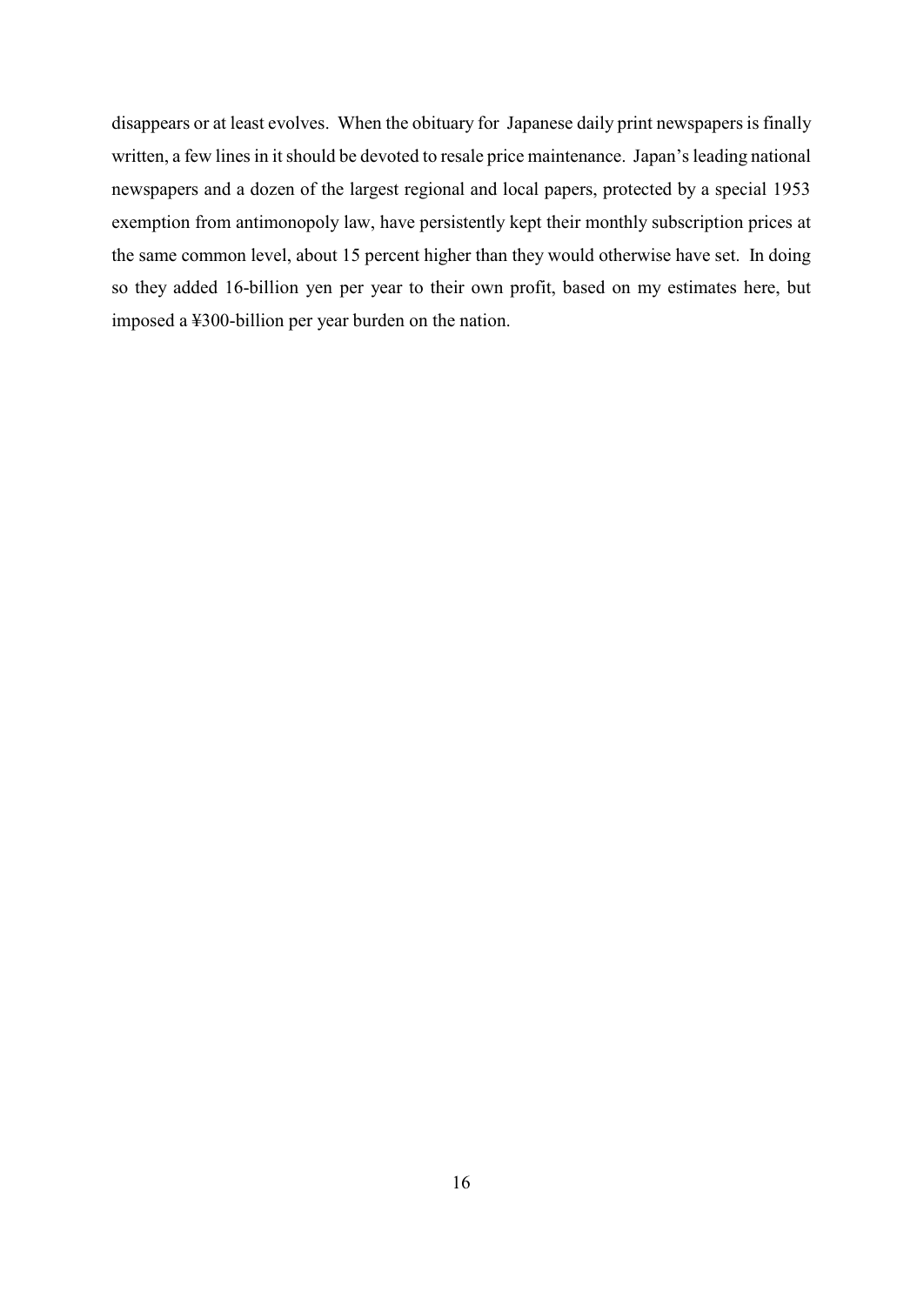disappears or at least evolves. When the obituary for Japanese daily print newspapers is finally written, a few lines in it should be devoted to resale price maintenance. Japan's leading national newspapers and a dozen of the largest regional and local papers, protected by a special 1953 exemption from antimonopoly law, have persistently kept their monthly subscription prices at the same common level, about 15 percent higher than they would otherwise have set. In doing so they added 16-billion yen per year to their own profit, based on my estimates here, but imposed a ¥300-billion per year burden on the nation.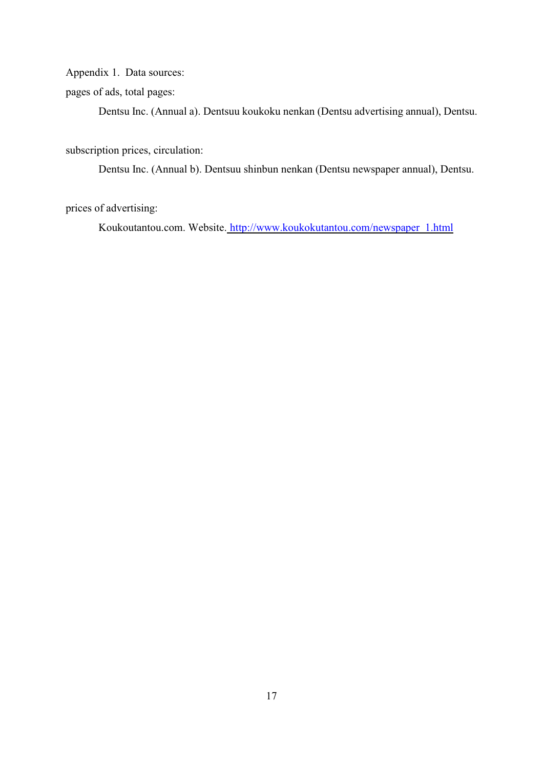Appendix 1. Data sources:

pages of ads, total pages:

Dentsu Inc. (Annual a). Dentsuu koukoku nenkan (Dentsu advertising annual), Dentsu.

subscription prices, circulation:

Dentsu Inc. (Annual b). Dentsuu shinbun nenkan (Dentsu newspaper annual), Dentsu.

prices of advertising:

Koukoutantou.com. Website. http://www.koukokutantou.com/newspaper_1.html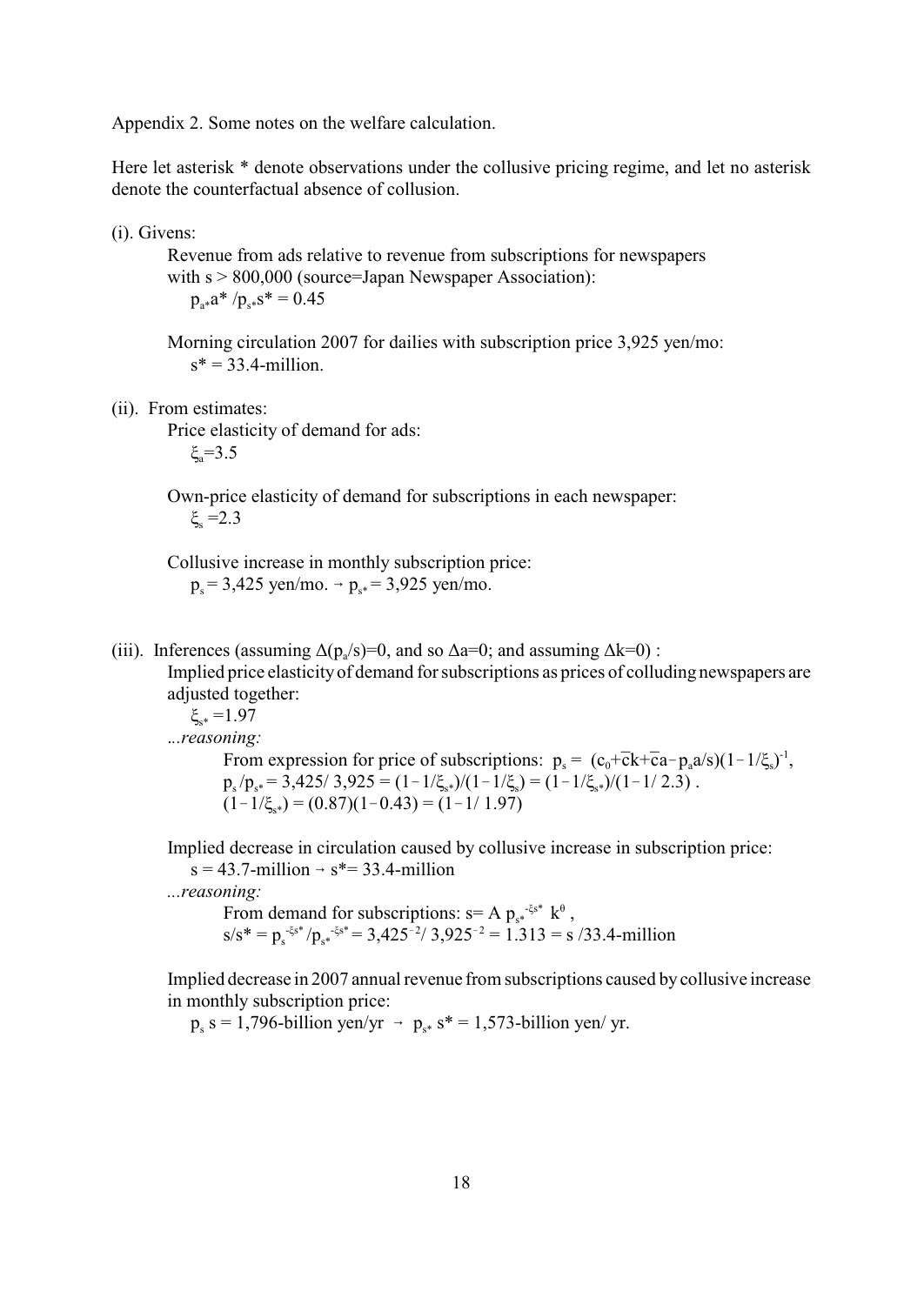Appendix 2. Some notes on the welfare calculation.

Here let asterisk * denote observations under the collusive pricing regime, and let no asterisk denote the counterfactual absence of collusion.

(i). Givens:

Revenue from ads relative to revenue from subscriptions for newspapers with $s > 800{,}000$ (source=Japan Newspaper Association):

$p_{a*}a^* / p_{s*}s^* = 0.45$

Morning circulation 2007 for dailies with subscription price 3,925 yen/mo:

$s^* = 33.4$-million.

(ii). From estimates:

Price elasticity of demand for ads:

$\xi_a = 3.5$

Own-price elasticity of demand for subscriptions in each newspaper:

$\xi_s = 2.3$

Collusive increase in monthly subscription price:

$p_s = 3{,}425$ yen/mo. $\rightarrow$ $p_{s*} = 3{,}925$ yen/mo.

(iii). Inferences (assuming $\Delta(p_a/s)=0$, and so $\Delta a=0$; and assuming $\Delta k=0$) :

Implied price elasticity of demand for subscriptions as prices of colluding newspapers are adjusted together:

$\xi_{s*} = 1.97$

*...reasoning:*

From expression for price of subscriptions: $p_s = (c_0+\bar{c}k+\bar{c}a-p_a a/s)(1-1/\xi_s)^{-1}$,

$p_s/p_{s*} = 3{,}425/\ 3{,}925 = (1-1/\xi_{s*})/(1-1/\xi_s) = (1-1/\xi_{s*})/(1-1/\ 2.3)$ .

$(1-1/\xi_{s*}) = (0.87)(1-0.43) = (1-1/\ 1.97)$

Implied decrease in circulation caused by collusive increase in subscription price:

$s = 43.7$-million $\rightarrow$ $s^* = 33.4$-million

*...reasoning:*

From demand for subscriptions: $s = A\, p_{s*}^{-\xi s*}\ k^{\theta}$ ,

$s/s^* = p_s^{-\xi s*}/p_{s*}^{-\xi s*} = 3{,}425^{-2}/\ 3{,}925^{-2} = 1.313 = s\ /33.4$-million

Implied decrease in 2007 annual revenue from subscriptions caused by collusive increase in monthly subscription price:

$p_s\, s = 1{,}796$-billion yen/yr $\rightarrow$ $p_{s*}\, s^* = 1{,}573$-billion yen/ yr.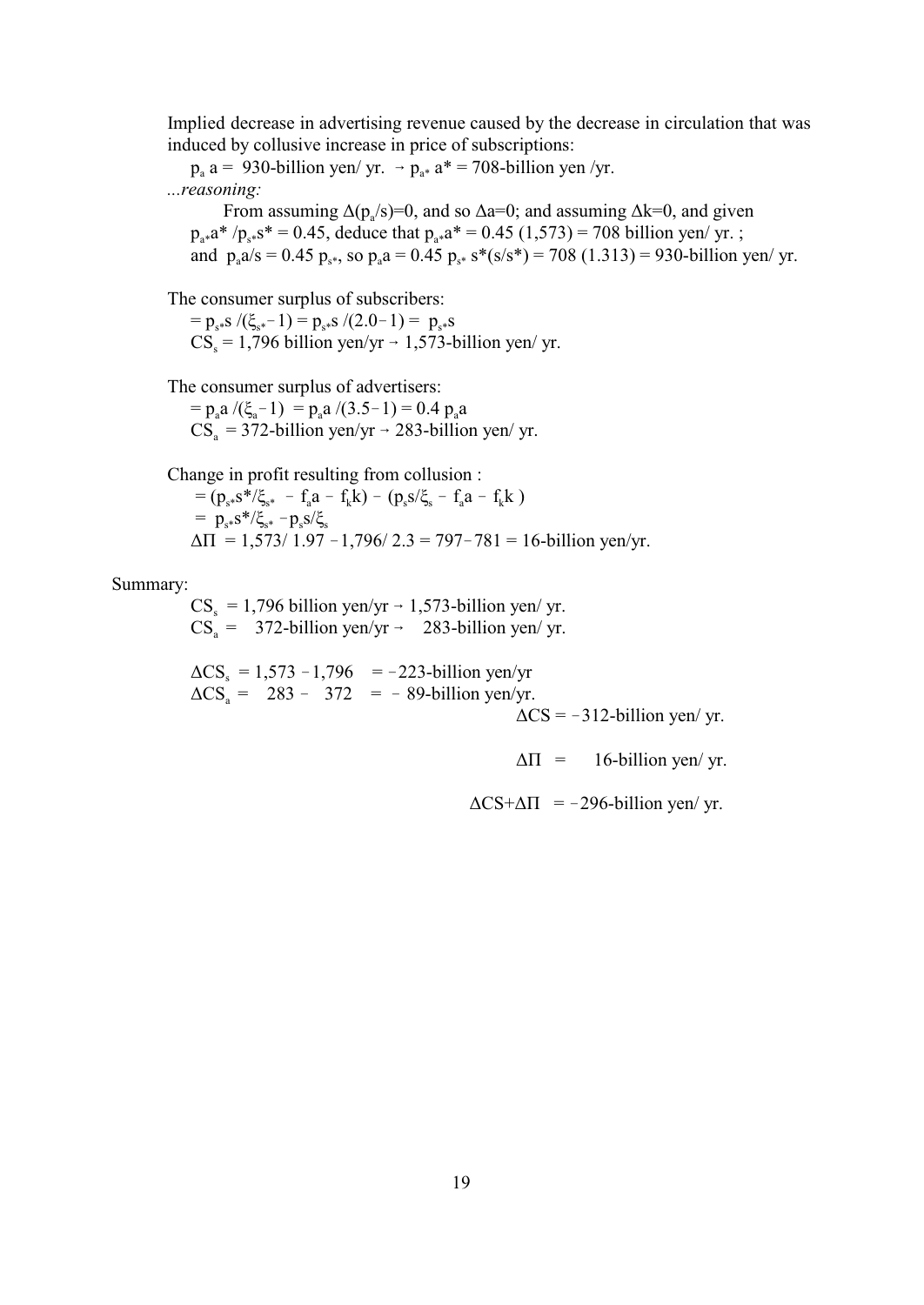Implied decrease in advertising revenue caused by the decrease in circulation that was induced by collusive increase in price of subscriptions:

$p_a\, a =$ 930-billion yen/ yr. $\rightarrow p_{a*}\, a^* =$ 708-billion yen /yr.

*...reasoning:*

From assuming $\Delta(p_a/s)=0$, and so $\Delta a=0$; and assuming $\Delta k=0$, and given $p_{a*}a^* / p_{s*}s^* = 0.45$, deduce that $p_{a*}a^* = 0.45\ (1{,}573) = 708$ billion yen/ yr. ;
and $p_a a/s = 0.45\ p_{s*}$, so $p_a a = 0.45\ p_{s*}\ s^*(s/s^*) = 708\ (1.313) =$ 930-billion yen/ yr.

The consumer surplus of subscribers:

$= p_{s*}s\ /(\xi_{s*} - 1) = p_{s*}s\ /(2.0 - 1) = p_{s*}s$

$CS_s =$ 1,796 billion yen/yr $\rightarrow$ 1,573-billion yen/ yr.

The consumer surplus of advertisers:

$= p_a a\ /(\xi_a - 1) = p_a a\ /(3.5 - 1) = 0.4\ p_a a$

$CS_a =$ 372-billion yen/yr $\rightarrow$ 283-billion yen/ yr.

Change in profit resulting from collusion :

$= (p_{s*}s^*/\xi_{s*} - f_a a - f_k k) - (p_s s/\xi_s - f_a a - f_k k\ )$

$= p_{s*}s^*/\xi_{s*} - p_s s/\xi_s$

$\Delta\Pi = 1{,}573/\ 1.97 - 1{,}796/\ 2.3 = 797 - 781 =$ 16-billion yen/yr.

Summary:

$CS_s =$ 1,796 billion yen/yr $\rightarrow$ 1,573-billion yen/ yr.
$CS_a =$ 372-billion yen/yr $\rightarrow$ 283-billion yen/ yr.

$\Delta CS_s = 1{,}573 - 1{,}796 = -223$-billion yen/yr
$\Delta CS_a = 283 - 372 = -89$-billion yen/yr.

$\Delta CS = -312$-billion yen/ yr.

$\Delta\Pi =$ 16-billion yen/ yr.

$\Delta CS + \Delta\Pi = -296$-billion yen/ yr.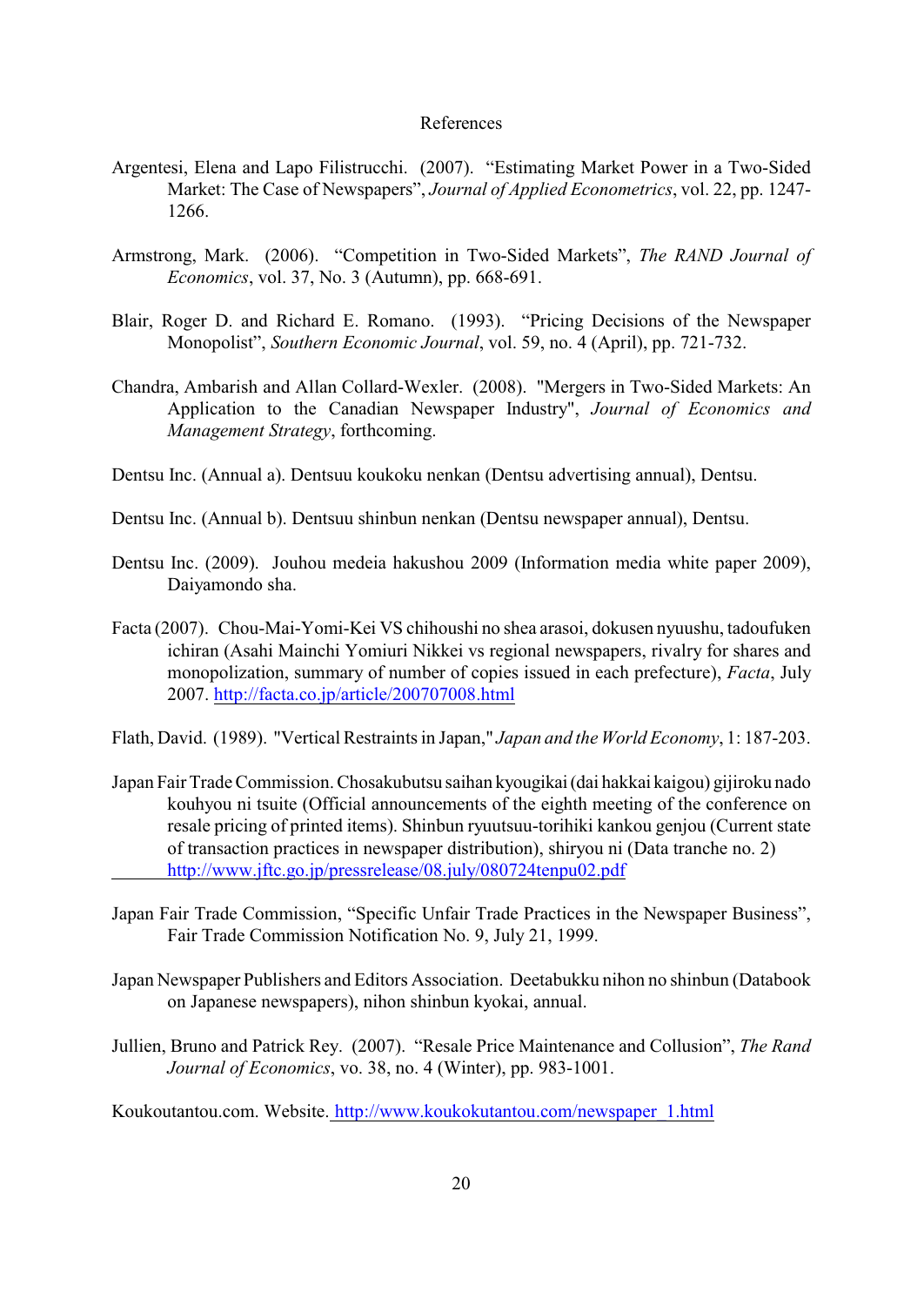# References

Argentesi, Elena and Lapo Filistrucchi. (2007). "Estimating Market Power in a Two-Sided Market: The Case of Newspapers", *Journal of Applied Econometrics*, vol. 22, pp. 1247-1266.

Armstrong, Mark. (2006). "Competition in Two-Sided Markets", *The RAND Journal of Economics*, vol. 37, No. 3 (Autumn), pp. 668-691.

Blair, Roger D. and Richard E. Romano. (1993). "Pricing Decisions of the Newspaper Monopolist", *Southern Economic Journal*, vol. 59, no. 4 (April), pp. 721-732.

Chandra, Ambarish and Allan Collard-Wexler. (2008). "Mergers in Two-Sided Markets: An Application to the Canadian Newspaper Industry", *Journal of Economics and Management Strategy*, forthcoming.

Dentsu Inc. (Annual a). Dentsuu koukoku nenkan (Dentsu advertising annual), Dentsu.

Dentsu Inc. (Annual b). Dentsuu shinbun nenkan (Dentsu newspaper annual), Dentsu.

Dentsu Inc. (2009). Jouhou medeia hakushou 2009 (Information media white paper 2009), Daiyamondo sha.

Facta (2007). Chou-Mai-Yomi-Kei VS chihoushi no shea arasoi, dokusen nyuushu, tadoufuken ichiran (Asahi Mainchi Yomiuri Nikkei vs regional newspapers, rivalry for shares and monopolization, summary of number of copies issued in each prefecture), *Facta*, July 2007. http://facta.co.jp/article/200707008.html

Flath, David. (1989). "Vertical Restraints in Japan," *Japan and the World Economy*, 1: 187-203.

Japan Fair Trade Commission. Chosakubutsu saihan kyougikai (dai hakkai kaigou) gijiroku nado kouhyou ni tsuite (Official announcements of the eighth meeting of the conference on resale pricing of printed items). Shinbun ryuutsuu-torihiki kankou genjou (Current state of transaction practices in newspaper distribution), shiryou ni (Data tranche no. 2) http://www.jftc.go.jp/pressrelease/08.july/080724tenpu02.pdf

Japan Fair Trade Commission, "Specific Unfair Trade Practices in the Newspaper Business", Fair Trade Commission Notification No. 9, July 21, 1999.

Japan Newspaper Publishers and Editors Association. Deetabukku nihon no shinbun (Databook on Japanese newspapers), nihon shinbun kyokai, annual.

Jullien, Bruno and Patrick Rey. (2007). "Resale Price Maintenance and Collusion", *The Rand Journal of Economics*, vo. 38, no. 4 (Winter), pp. 983-1001.

Koukoutantou.com. Website. http://www.koukokutantou.com/newspaper_1.html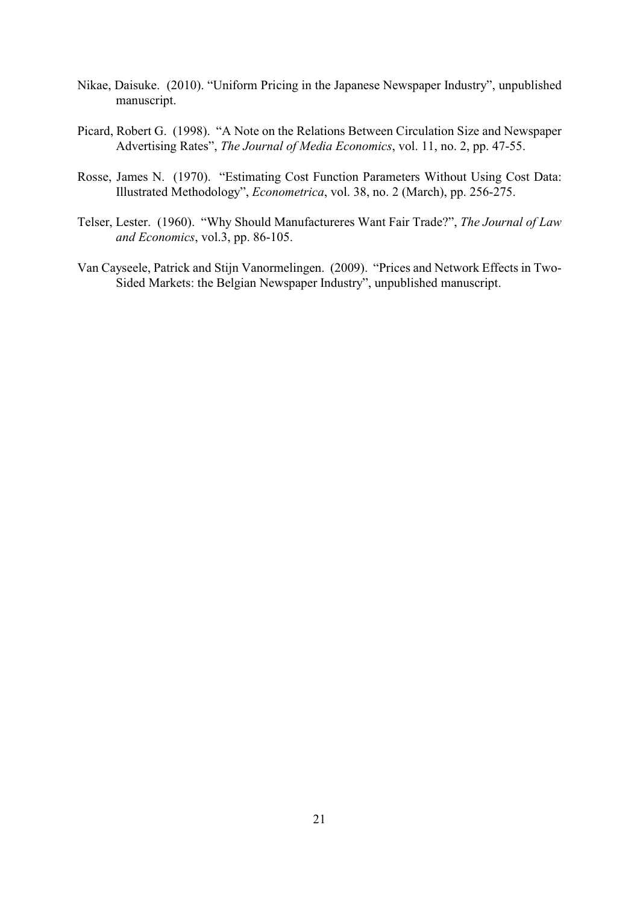Nikae, Daisuke. (2010). "Uniform Pricing in the Japanese Newspaper Industry", unpublished manuscript.

Picard, Robert G. (1998). "A Note on the Relations Between Circulation Size and Newspaper Advertising Rates", *The Journal of Media Economics*, vol. 11, no. 2, pp. 47-55.

Rosse, James N. (1970). "Estimating Cost Function Parameters Without Using Cost Data: Illustrated Methodology", *Econometrica*, vol. 38, no. 2 (March), pp. 256-275.

Telser, Lester. (1960). "Why Should Manufactureres Want Fair Trade?", *The Journal of Law and Economics*, vol.3, pp. 86-105.

Van Cayseele, Patrick and Stijn Vanormelingen. (2009). "Prices and Network Effects in Two-Sided Markets: the Belgian Newspaper Industry", unpublished manuscript.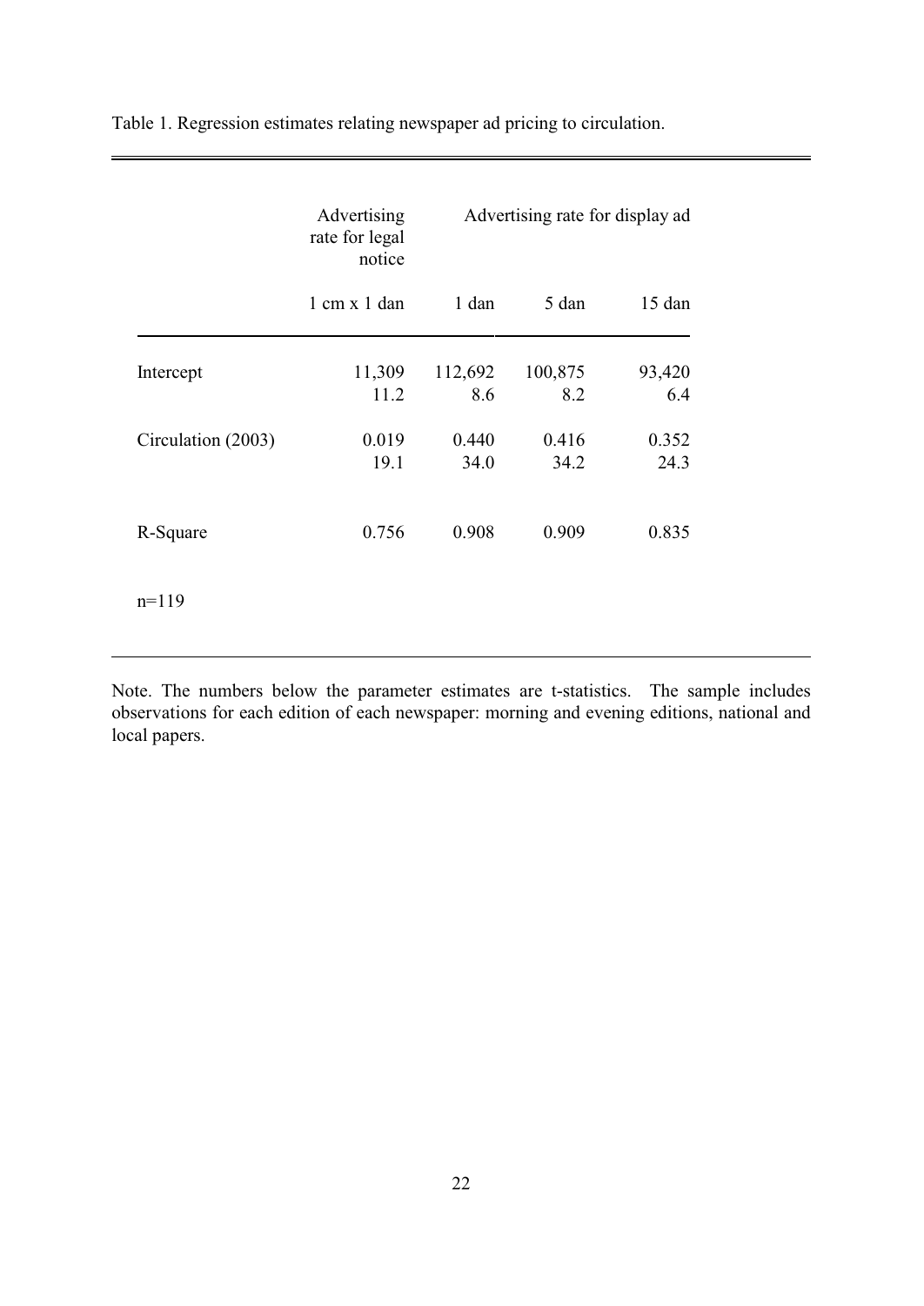Table 1. Regression estimates relating newspaper ad pricing to circulation.

| | Advertising rate for legal notice | Advertising rate for display ad | | |
|---|---|---|---|---|
| | 1 cm x 1 dan | 1 dan | 5 dan | 15 dan |
| Intercept | 11,309 | 112,692 | 100,875 | 93,420 |
| | 11.2 | 8.6 | 8.2 | 6.4 |
| Circulation (2003) | 0.019 | 0.440 | 0.416 | 0.352 |
| | 19.1 | 34.0 | 34.2 | 24.3 |
| R-Square | 0.756 | 0.908 | 0.909 | 0.835 |
| n=119 | | | | |

Note. The numbers below the parameter estimates are t-statistics. The sample includes observations for each edition of each newspaper: morning and evening editions, national and local papers.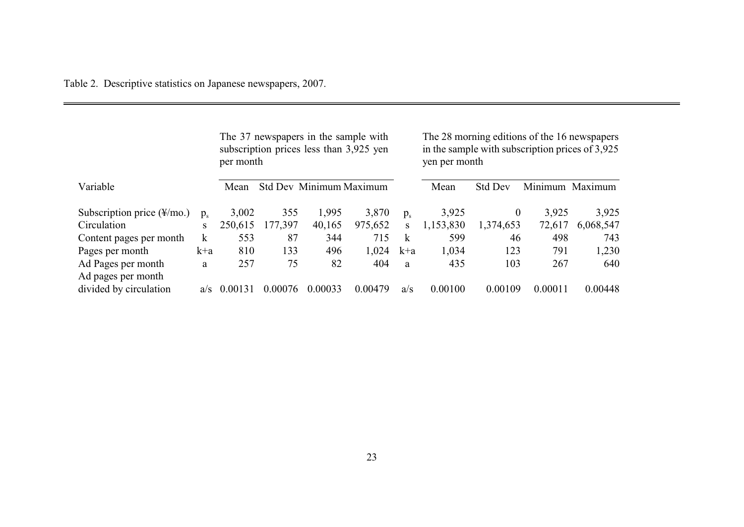Table 2. Descriptive statistics on Japanese newspapers, 2007.

| Variable | | The 37 newspapers in the sample with subscription prices less than 3,925 yen per month | | | | | The 28 morning editions of the 16 newspapers in the sample with subscription prices of 3,925 yen per month | | | |
|---|---|---|---|---|---|---|---|---|---|---|
| | | Mean | Std Dev | Minimum | Maximum | | Mean | Std Dev | Minimum | Maximum |
| Subscription price (¥/mo.) | $p_s$ | 3,002 | 355 | 1,995 | 3,870 | $p_s$ | 3,925 | 0 | 3,925 | 3,925 |
| Circulation | s | 250,615 | 177,397 | 40,165 | 975,652 | s | 1,153,830 | 1,374,653 | 72,617 | 6,068,547 |
| Content pages per month | k | 553 | 87 | 344 | 715 | k | 599 | 46 | 498 | 743 |
| Pages per month | k+a | 810 | 133 | 496 | 1,024 | k+a | 1,034 | 123 | 791 | 1,230 |
| Ad Pages per month | a | 257 | 75 | 82 | 404 | a | 435 | 103 | 267 | 640 |
| Ad pages per month divided by circulation | a/s | 0.00131 | 0.00076 | 0.00033 | 0.00479 | a/s | 0.00100 | 0.00109 | 0.00011 | 0.00448 |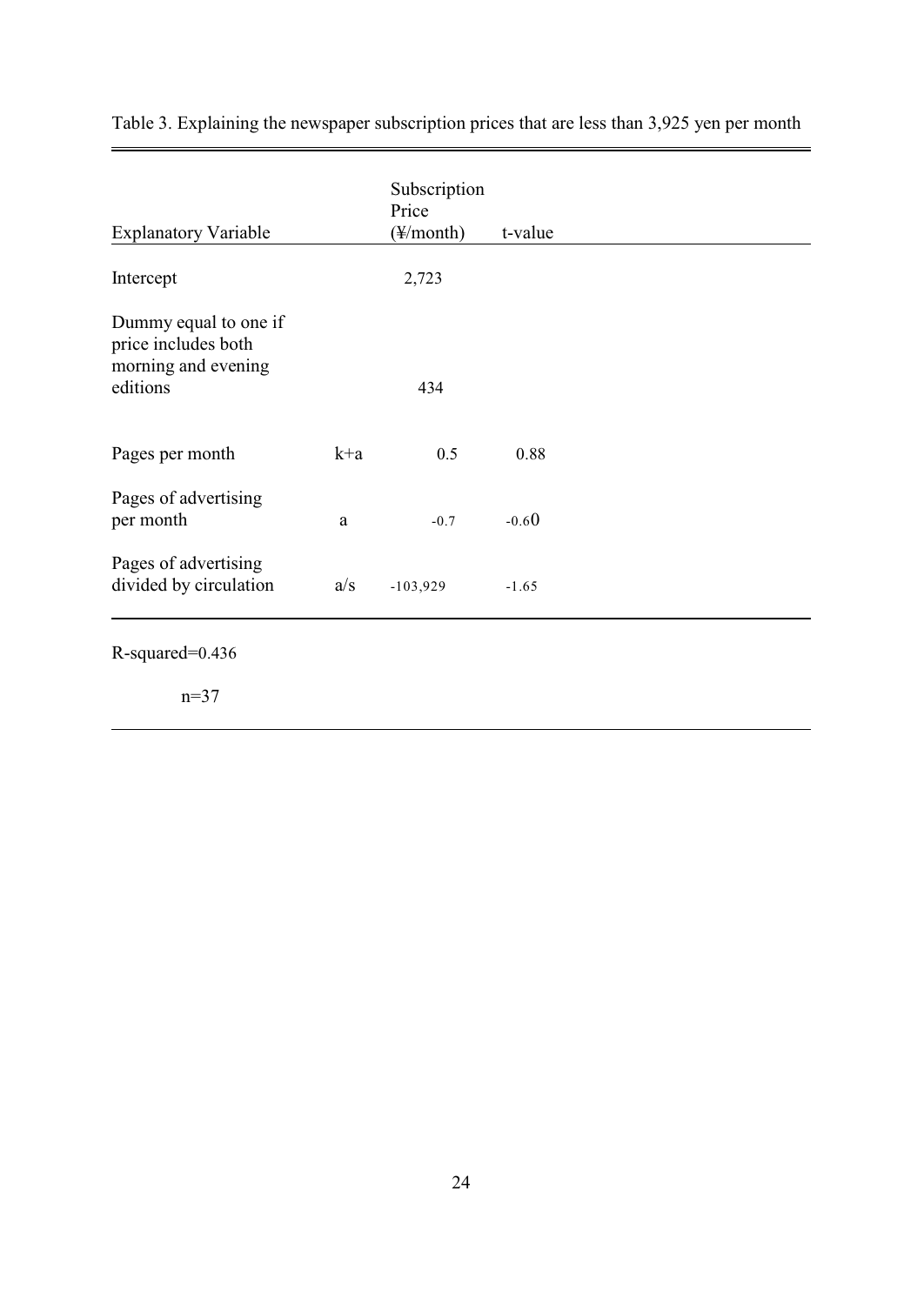Table 3. Explaining the newspaper subscription prices that are less than 3,925 yen per month

| Explanatory Variable | | Subscription Price (¥/month) | t-value |
|---|---|---|---|
| Intercept | | 2,723 | |
| Dummy equal to one if price includes both morning and evening editions | | 434 | |
| Pages per month | k+a | 0.5 | 0.88 |
| Pages of advertising per month | a | -0.7 | -0.60 |
| Pages of advertising divided by circulation | a/s | -103,929 | -1.65 |

R-squared=0.436

n=37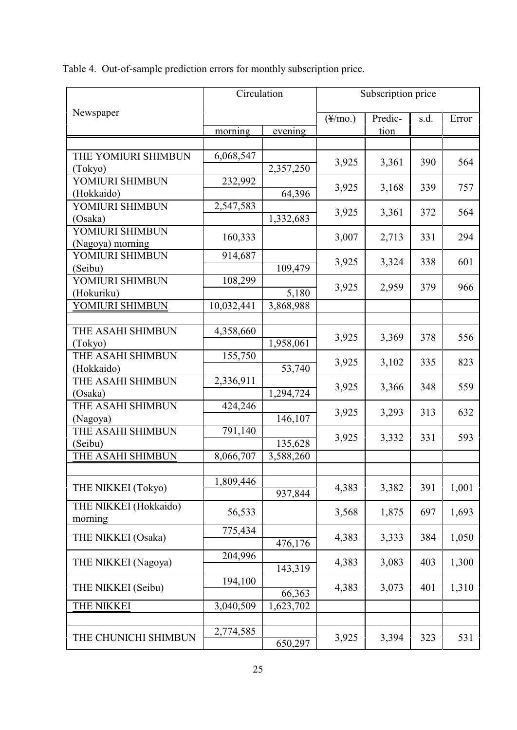Table 4. Out-of-sample prediction errors for monthly subscription price.

| Newspaper | Circulation | | Subscription price | | | |
|---|---|---|---|---|---|---|
| | morning | evening | (¥/mo.) | Predic-tion | s.d. | Error |
| THE YOMIURI SHIMBUN (Tokyo) | 6,068,547 | 2,357,250 | 3,925 | 3,361 | 390 | 564 |
| YOMIURI SHIMBUN (Hokkaido) | 232,992 | 64,396 | 3,925 | 3,168 | 339 | 757 |
| YOMIURI SHIMBUN (Osaka) | 2,547,583 | 1,332,683 | 3,925 | 3,361 | 372 | 564 |
| YOMIURI SHIMBUN (Nagoya) morning | 160,333 | | 3,007 | 2,713 | 331 | 294 |
| YOMIURI SHIMBUN (Seibu) | 914,687 | 109,479 | 3,925 | 3,324 | 338 | 601 |
| YOMIURI SHIMBUN (Hokuriku) | 108,299 | 5,180 | 3,925 | 2,959 | 379 | 966 |
| YOMIURI SHIMBUN | 10,032,441 | 3,868,988 | | | | |
| | | | | | | |
| THE ASAHI SHIMBUN (Tokyo) | 4,358,660 | 1,958,061 | 3,925 | 3,369 | 378 | 556 |
| THE ASAHI SHIMBUN (Hokkaido) | 155,750 | 53,740 | 3,925 | 3,102 | 335 | 823 |
| THE ASAHI SHIMBUN (Osaka) | 2,336,911 | 1,294,724 | 3,925 | 3,366 | 348 | 559 |
| THE ASAHI SHIMBUN (Nagoya) | 424,246 | 146,107 | 3,925 | 3,293 | 313 | 632 |
| THE ASAHI SHIMBUN (Seibu) | 791,140 | 135,628 | 3,925 | 3,332 | 331 | 593 |
| THE ASAHI SHIMBUN | 8,066,707 | 3,588,260 | | | | |
| | | | | | | |
| THE NIKKEI (Tokyo) | 1,809,446 | 937,844 | 4,383 | 3,382 | 391 | 1,001 |
| THE NIKKEI (Hokkaido) morning | 56,533 | | 3,568 | 1,875 | 697 | 1,693 |
| THE NIKKEI (Osaka) | 775,434 | 476,176 | 4,383 | 3,333 | 384 | 1,050 |
| THE NIKKEI (Nagoya) | 204,996 | 143,319 | 4,383 | 3,083 | 403 | 1,300 |
| THE NIKKEI (Seibu) | 194,100 | 66,363 | 4,383 | 3,073 | 401 | 1,310 |
| THE NIKKEI | 3,040,509 | 1,623,702 | | | | |
| | | | | | | |
| THE CHUNICHI SHIMBUN | 2,774,585 | 650,297 | 3,925 | 3,394 | 323 | 531 |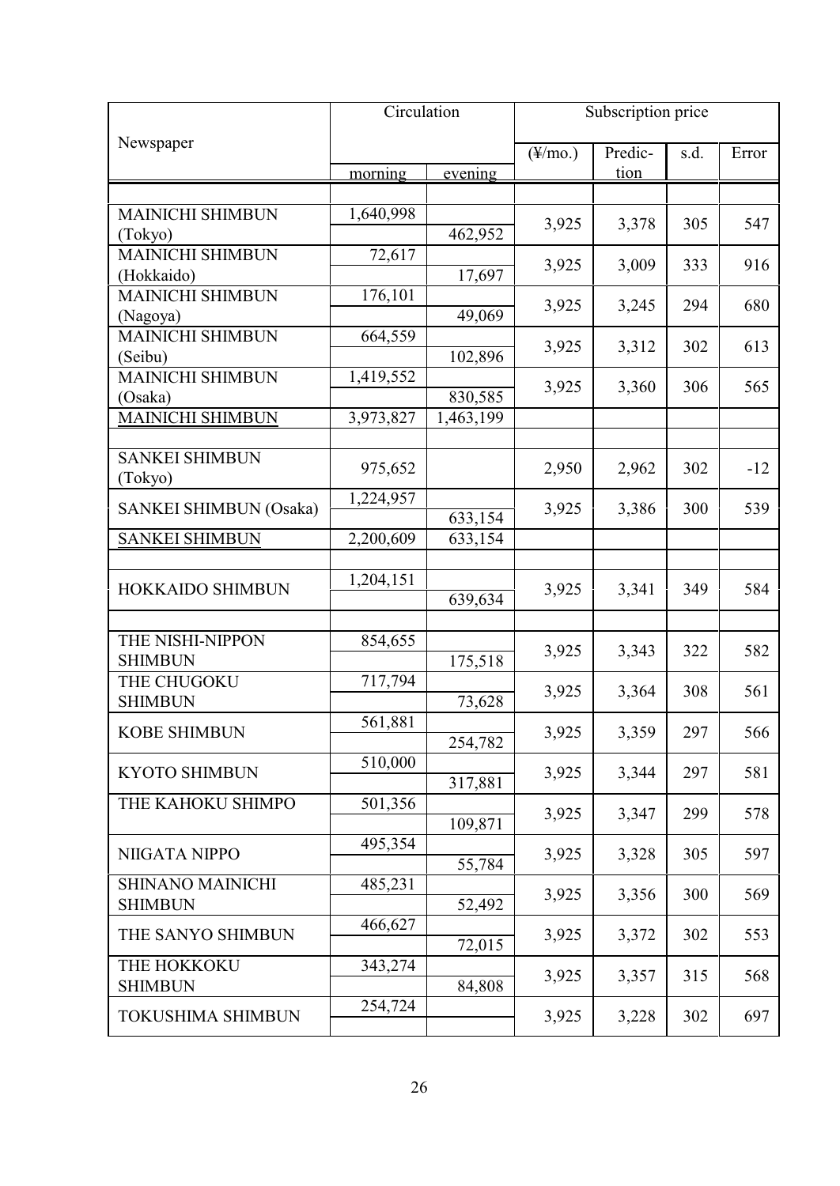| Newspaper | Circulation | | Subscription price | | | |
|---|---|---|---|---|---|---|
| | morning | evening | (¥/mo.) | Predic-tion | s.d. | Error |
| | | | | | | |
| MAINICHI SHIMBUN (Tokyo) | 1,640,998 | 462,952 | 3,925 | 3,378 | 305 | 547 |
| MAINICHI SHIMBUN (Hokkaido) | 72,617 | 17,697 | 3,925 | 3,009 | 333 | 916 |
| MAINICHI SHIMBUN (Nagoya) | 176,101 | 49,069 | 3,925 | 3,245 | 294 | 680 |
| MAINICHI SHIMBUN (Seibu) | 664,559 | 102,896 | 3,925 | 3,312 | 302 | 613 |
| MAINICHI SHIMBUN (Osaka) | 1,419,552 | 830,585 | 3,925 | 3,360 | 306 | 565 |
| MAINICHI SHIMBUN | 3,973,827 | 1,463,199 | | | | |
| | | | | | | |
| SANKEI SHIMBUN (Tokyo) | 975,652 | | 2,950 | 2,962 | 302 | -12 |
| SANKEI SHIMBUN (Osaka) | 1,224,957 | 633,154 | 3,925 | 3,386 | 300 | 539 |
| SANKEI SHIMBUN | 2,200,609 | 633,154 | | | | |
| | | | | | | |
| HOKKAIDO SHIMBUN | 1,204,151 | 639,634 | 3,925 | 3,341 | 349 | 584 |
| | | | | | | |
| THE NISHI-NIPPON SHIMBUN | 854,655 | 175,518 | 3,925 | 3,343 | 322 | 582 |
| THE CHUGOKU SHIMBUN | 717,794 | 73,628 | 3,925 | 3,364 | 308 | 561 |
| KOBE SHIMBUN | 561,881 | 254,782 | 3,925 | 3,359 | 297 | 566 |
| KYOTO SHIMBUN | 510,000 | 317,881 | 3,925 | 3,344 | 297 | 581 |
| THE KAHOKU SHIMPO | 501,356 | 109,871 | 3,925 | 3,347 | 299 | 578 |
| NIIGATA NIPPO | 495,354 | 55,784 | 3,925 | 3,328 | 305 | 597 |
| SHINANO MAINICHI SHIMBUN | 485,231 | 52,492 | 3,925 | 3,356 | 300 | 569 |
| THE SANYO SHIMBUN | 466,627 | 72,015 | 3,925 | 3,372 | 302 | 553 |
| THE HOKKOKU SHIMBUN | 343,274 | 84,808 | 3,925 | 3,357 | 315 | 568 |
| TOKUSHIMA SHIMBUN | 254,724 | | 3,925 | 3,228 | 302 | 697 |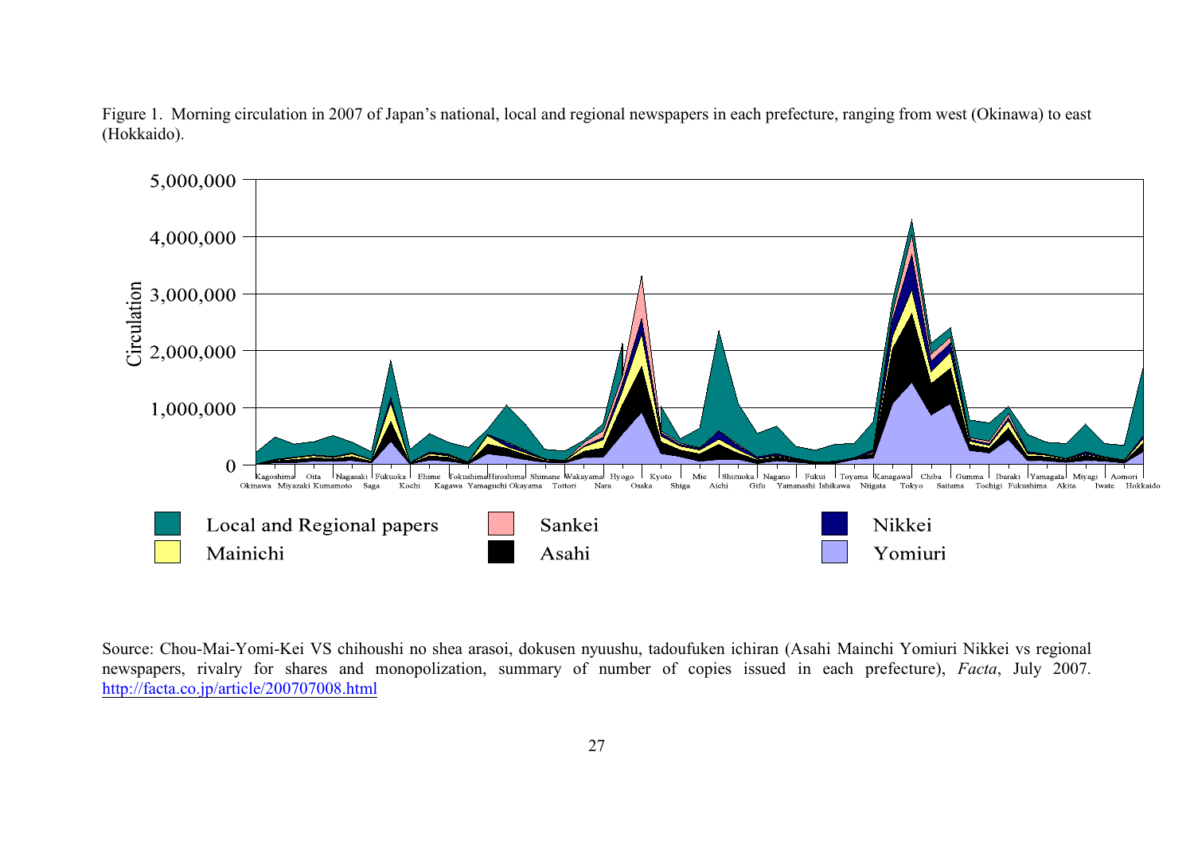Figure 1. Morning circulation in 2007 of Japan's national, local and regional newspapers in each prefecture, ranging from west (Okinawa) to east (Hokkaido).

Circulation

5,000,000
4,000,000
3,000,000
2,000,000
1,000,000
0

Kagoshima Oita Nagasaki Fukuoka Ehime Tokushima Hiroshima Shimane Wakayama Hyogo Kyoto Mie Shizuoka Nagano Fukui Toyama Kanagawa Chiba Gumma Ibaraki Yamagata Miyagi Aomori

Okinawa Miyazaki Kumamoto Saga Kochi Kagawa Yamaguchi Okayama Tottori Nara Osaka Shiga Aichi Gifu Yamanashi Ishikawa Niigata Tokyo Saitama Tochigi Fukushima Akita Iwate Hokkaido

Local and Regional papers
Mainichi
Sankei
Asahi
Nikkei
Yomiuri

Source: Chou-Mai-Yomi-Kei VS chihoushi no shea arasoi, dokusen nyuushu, tadoufuken ichiran (Asahi Mainchi Yomiuri Nikkei vs regional newspapers, rivalry for shares and monopolization, summary of number of copies issued in each prefecture), *Facta*, July 2007. http://facta.co.jp/article/200707008.html